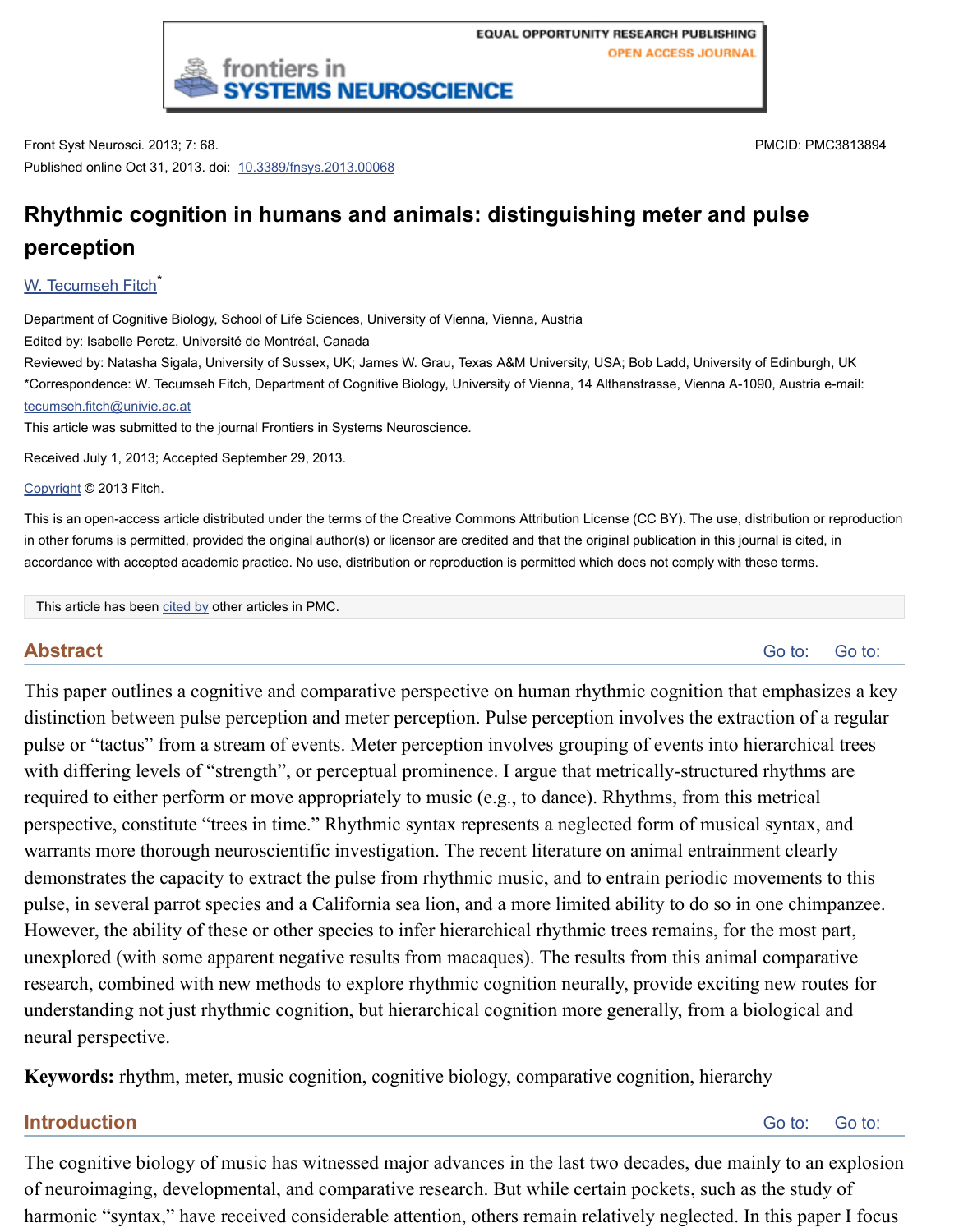Front Syst Neurosci. 2013; 7: 68.

Published online Oct 31, 2013. doi: 10.3389/fnsys.2013.00068

PMCID: PMC3813894

# Rhythmic cognition in humans and animals: distinguishing meter and pulse perception

W. Tecumseh Fitch*

Department of Cognitive Biology, School of Life Sciences, University of Vienna, Vienna, Austria

Edited by: Isabelle Peretz, Université de Montréal, Canada

Reviewed by: Natasha Sigala, University of Sussex, UK; James W. Grau, Texas A&M University, USA; Bob Ladd, University of Edinburgh, UK

*Correspondence: W. Tecumseh Fitch, Department of Cognitive Biology, University of Vienna, 14 Althanstrasse, Vienna A-1090, Austria e-mail: tecumseh.fitch@univie.ac.at

This article was submitted to the journal Frontiers in Systems Neuroscience.

Received July 1, 2013; Accepted September 29, 2013.

Copyright © 2013 Fitch.

This is an open-access article distributed under the terms of the Creative Commons Attribution License (CC BY). The use, distribution or reproduction in other forums is permitted, provided the original author(s) or licensor are credited and that the original publication in this journal is cited, in accordance with accepted academic practice. No use, distribution or reproduction is permitted which does not comply with these terms.

This article has been cited by other articles in PMC.

## Abstract

This paper outlines a cognitive and comparative perspective on human rhythmic cognition that emphasizes a key distinction between pulse perception and meter perception. Pulse perception involves the extraction of a regular pulse or "tactus" from a stream of events. Meter perception involves grouping of events into hierarchical trees with differing levels of "strength", or perceptual prominence. I argue that metrically-structured rhythms are required to either perform or move appropriately to music (e.g., to dance). Rhythms, from this metrical perspective, constitute "trees in time." Rhythmic syntax represents a neglected form of musical syntax, and warrants more thorough neuroscientific investigation. The recent literature on animal entrainment clearly demonstrates the capacity to extract the pulse from rhythmic music, and to entrain periodic movements to this pulse, in several parrot species and a California sea lion, and a more limited ability to do so in one chimpanzee. However, the ability of these or other species to infer hierarchical rhythmic trees remains, for the most part, unexplored (with some apparent negative results from macaques). The results from this animal comparative research, combined with new methods to explore rhythmic cognition neurally, provide exciting new routes for understanding not just rhythmic cognition, but hierarchical cognition more generally, from a biological and neural perspective.

**Keywords:** rhythm, meter, music cognition, cognitive biology, comparative cognition, hierarchy

## Introduction

The cognitive biology of music has witnessed major advances in the last two decades, due mainly to an explosion of neuroimaging, developmental, and comparative research. But while certain pockets, such as the study of harmonic "syntax," have received considerable attention, others remain relatively neglected. In this paper I focus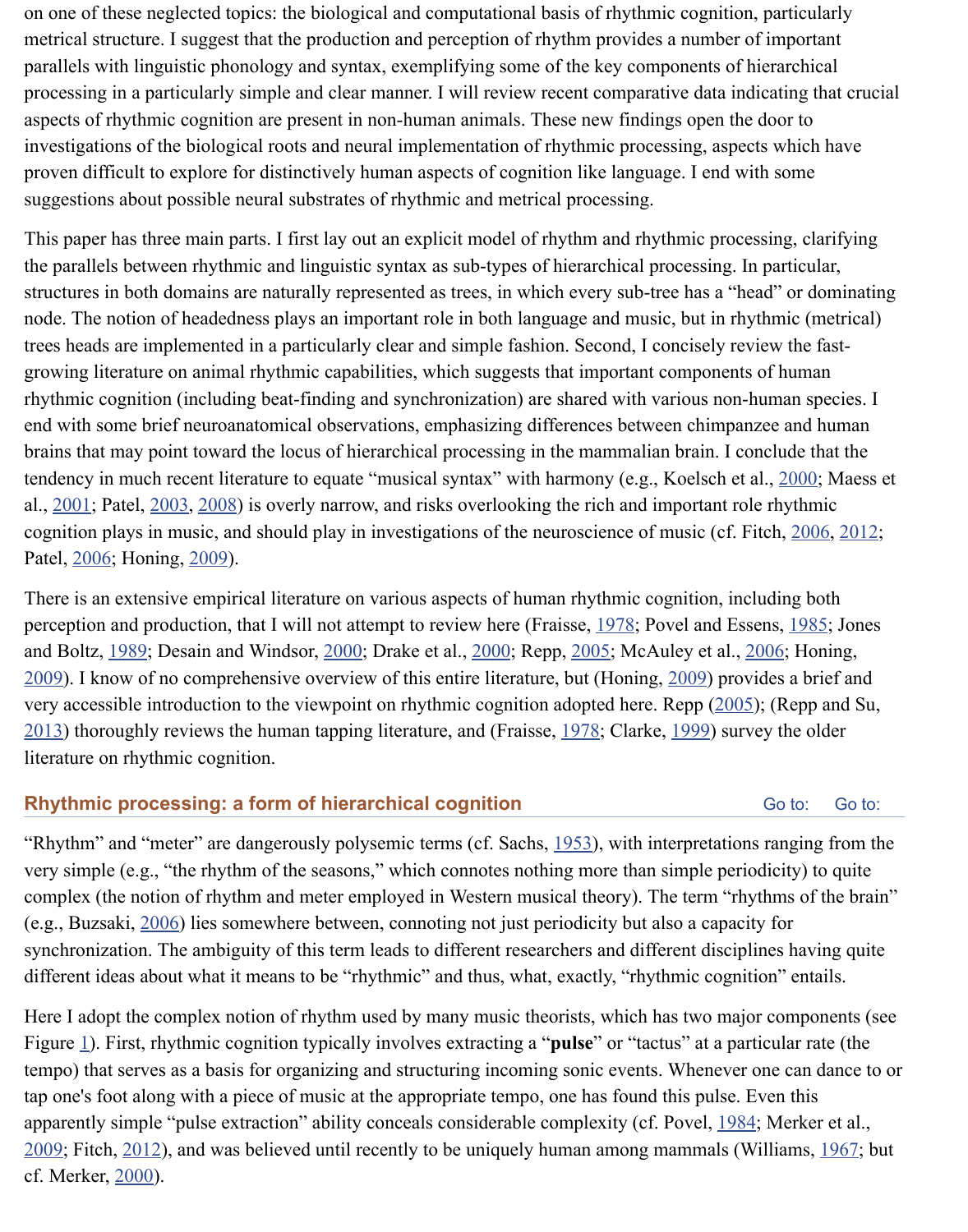on one of these neglected topics: the biological and computational basis of rhythmic cognition, particularly metrical structure. I suggest that the production and perception of rhythm provides a number of important parallels with linguistic phonology and syntax, exemplifying some of the key components of hierarchical processing in a particularly simple and clear manner. I will review recent comparative data indicating that crucial aspects of rhythmic cognition are present in non-human animals. These new findings open the door to investigations of the biological roots and neural implementation of rhythmic processing, aspects which have proven difficult to explore for distinctively human aspects of cognition like language. I end with some suggestions about possible neural substrates of rhythmic and metrical processing.

This paper has three main parts. I first lay out an explicit model of rhythm and rhythmic processing, clarifying the parallels between rhythmic and linguistic syntax as sub-types of hierarchical processing. In particular, structures in both domains are naturally represented as trees, in which every sub-tree has a "head" or dominating node. The notion of headedness plays an important role in both language and music, but in rhythmic (metrical) trees heads are implemented in a particularly clear and simple fashion. Second, I concisely review the fast-growing literature on animal rhythmic capabilities, which suggests that important components of human rhythmic cognition (including beat-finding and synchronization) are shared with various non-human species. I end with some brief neuroanatomical observations, emphasizing differences between chimpanzee and human brains that may point toward the locus of hierarchical processing in the mammalian brain. I conclude that the tendency in much recent literature to equate "musical syntax" with harmony (e.g., Koelsch et al., 2000; Maess et al., 2001; Patel, 2003, 2008) is overly narrow, and risks overlooking the rich and important role rhythmic cognition plays in music, and should play in investigations of the neuroscience of music (cf. Fitch, 2006, 2012; Patel, 2006; Honing, 2009).

There is an extensive empirical literature on various aspects of human rhythmic cognition, including both perception and production, that I will not attempt to review here (Fraisse, 1978; Povel and Essens, 1985; Jones and Boltz, 1989; Desain and Windsor, 2000; Drake et al., 2000; Repp, 2005; McAuley et al., 2006; Honing, 2009). I know of no comprehensive overview of this entire literature, but (Honing, 2009) provides a brief and very accessible introduction to the viewpoint on rhythmic cognition adopted here. Repp (2005); (Repp and Su, 2013) thoroughly reviews the human tapping literature, and (Fraisse, 1978; Clarke, 1999) survey the older literature on rhythmic cognition.

## Rhythmic processing: a form of hierarchical cognition

"Rhythm" and "meter" are dangerously polysemic terms (cf. Sachs, 1953), with interpretations ranging from the very simple (e.g., "the rhythm of the seasons," which connotes nothing more than simple periodicity) to quite complex (the notion of rhythm and meter employed in Western musical theory). The term "rhythms of the brain" (e.g., Buzsaki, 2006) lies somewhere between, connoting not just periodicity but also a capacity for synchronization. The ambiguity of this term leads to different researchers and different disciplines having quite different ideas about what it means to be "rhythmic" and thus, what, exactly, "rhythmic cognition" entails.

Here I adopt the complex notion of rhythm used by many music theorists, which has two major components (see Figure 1). First, rhythmic cognition typically involves extracting a "**pulse**" or "tactus" at a particular rate (the tempo) that serves as a basis for organizing and structuring incoming sonic events. Whenever one can dance to or tap one's foot along with a piece of music at the appropriate tempo, one has found this pulse. Even this apparently simple "pulse extraction" ability conceals considerable complexity (cf. Povel, 1984; Merker et al., 2009; Fitch, 2012), and was believed until recently to be uniquely human among mammals (Williams, 1967; but cf. Merker, 2000).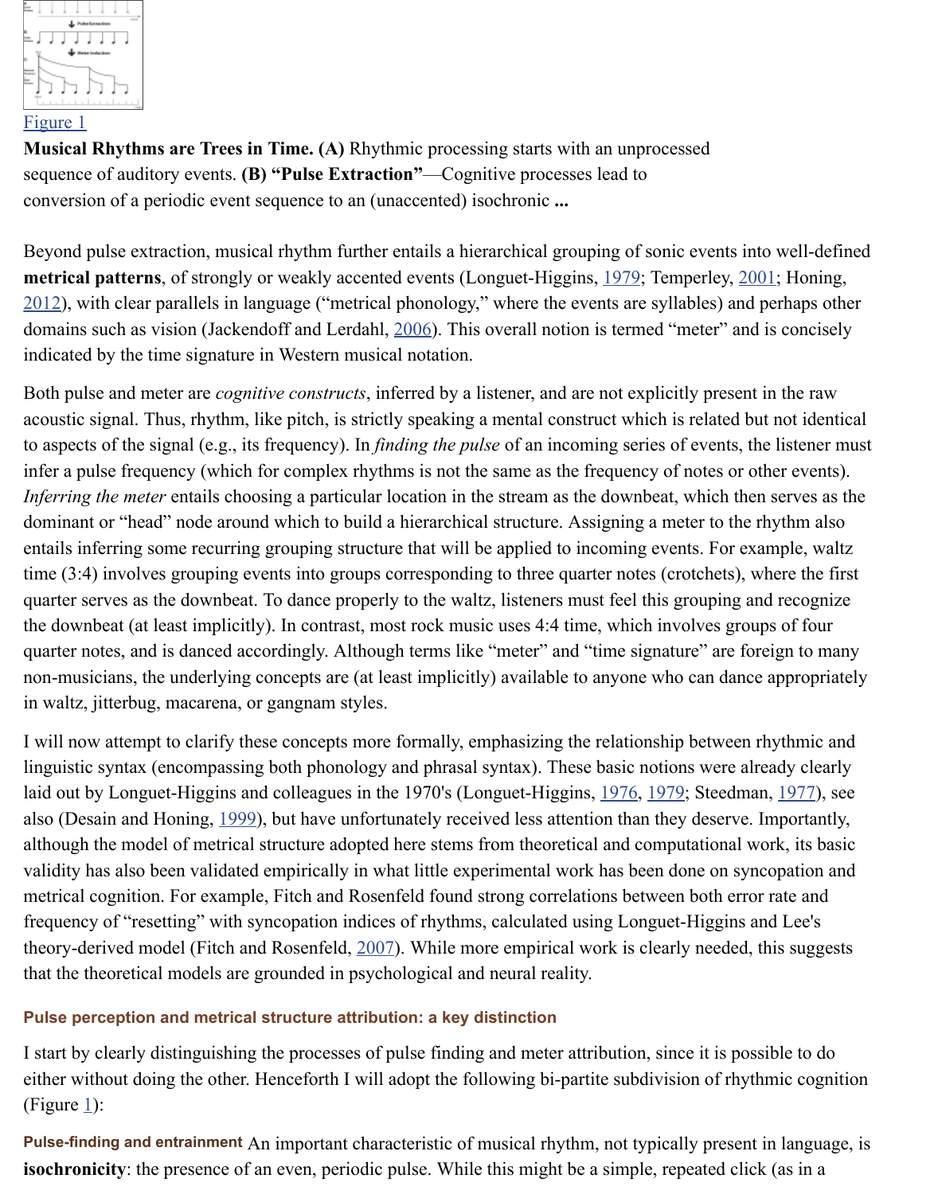[Figure 1](#)

**Musical Rhythms are Trees in Time. (A)** Rhythmic processing starts with an unprocessed sequence of auditory events. **(B) "Pulse Extraction"**—Cognitive processes lead to conversion of a periodic event sequence to an (unaccented) isochronic **...**

Beyond pulse extraction, musical rhythm further entails a hierarchical grouping of sonic events into well-defined **metrical patterns**, of strongly or weakly accented events (Longuet-Higgins, 1979; Temperley, 2001; Honing, 2012), with clear parallels in language ("metrical phonology," where the events are syllables) and perhaps other domains such as vision (Jackendoff and Lerdahl, 2006). This overall notion is termed "meter" and is concisely indicated by the time signature in Western musical notation.

Both pulse and meter are *cognitive constructs*, inferred by a listener, and are not explicitly present in the raw acoustic signal. Thus, rhythm, like pitch, is strictly speaking a mental construct which is related but not identical to aspects of the signal (e.g., its frequency). In *finding the pulse* of an incoming series of events, the listener must infer a pulse frequency (which for complex rhythms is not the same as the frequency of notes or other events). *Inferring the meter* entails choosing a particular location in the stream as the downbeat, which then serves as the dominant or "head" node around which to build a hierarchical structure. Assigning a meter to the rhythm also entails inferring some recurring grouping structure that will be applied to incoming events. For example, waltz time (3:4) involves grouping events into groups corresponding to three quarter notes (crotchets), where the first quarter serves as the downbeat. To dance properly to the waltz, listeners must feel this grouping and recognize the downbeat (at least implicitly). In contrast, most rock music uses 4:4 time, which involves groups of four quarter notes, and is danced accordingly. Although terms like "meter" and "time signature" are foreign to many non-musicians, the underlying concepts are (at least implicitly) available to anyone who can dance appropriately in waltz, jitterbug, macarena, or gangnam styles.

I will now attempt to clarify these concepts more formally, emphasizing the relationship between rhythmic and linguistic syntax (encompassing both phonology and phrasal syntax). These basic notions were already clearly laid out by Longuet-Higgins and colleagues in the 1970's (Longuet-Higgins, 1976, 1979; Steedman, 1977), see also (Desain and Honing, 1999), but have unfortunately received less attention than they deserve. Importantly, although the model of metrical structure adopted here stems from theoretical and computational work, its basic validity has also been validated empirically in what little experimental work has been done on syncopation and metrical cognition. For example, Fitch and Rosenfeld found strong correlations between both error rate and frequency of "resetting" with syncopation indices of rhythms, calculated using Longuet-Higgins and Lee's theory-derived model (Fitch and Rosenfeld, 2007). While more empirical work is clearly needed, this suggests that the theoretical models are grounded in psychological and neural reality.

### Pulse perception and metrical structure attribution: a key distinction

I start by clearly distinguishing the processes of pulse finding and meter attribution, since it is possible to do either without doing the other. Henceforth I will adopt the following bi-partite subdivision of rhythmic cognition (Figure 1):

**Pulse-finding and entrainment** An important characteristic of musical rhythm, not typically present in language, is **isochronicity**: the presence of an even, periodic pulse. While this might be a simple, repeated click (as in a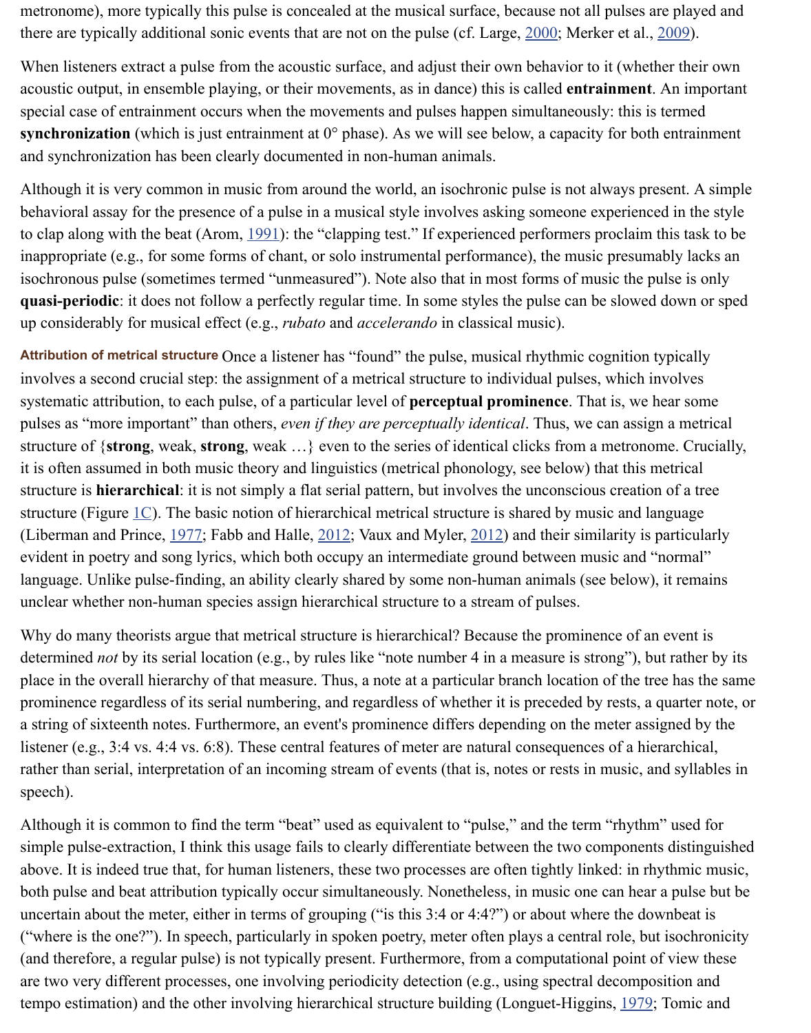metronome), more typically this pulse is concealed at the musical surface, because not all pulses are played and there are typically additional sonic events that are not on the pulse (cf. Large, 2000; Merker et al., 2009).

When listeners extract a pulse from the acoustic surface, and adjust their own behavior to it (whether their own acoustic output, in ensemble playing, or their movements, as in dance) this is called **entrainment**. An important special case of entrainment occurs when the movements and pulses happen simultaneously: this is termed **synchronization** (which is just entrainment at 0° phase). As we will see below, a capacity for both entrainment and synchronization has been clearly documented in non-human animals.

Although it is very common in music from around the world, an isochronic pulse is not always present. A simple behavioral assay for the presence of a pulse in a musical style involves asking someone experienced in the style to clap along with the beat (Arom, 1991): the "clapping test." If experienced performers proclaim this task to be inappropriate (e.g., for some forms of chant, or solo instrumental performance), the music presumably lacks an isochronous pulse (sometimes termed "unmeasured"). Note also that in most forms of music the pulse is only **quasi-periodic**: it does not follow a perfectly regular time. In some styles the pulse can be slowed down or sped up considerably for musical effect (e.g., *rubato* and *accelerando* in classical music).

**Attribution of metrical structure** Once a listener has "found" the pulse, musical rhythmic cognition typically involves a second crucial step: the assignment of a metrical structure to individual pulses, which involves systematic attribution, to each pulse, of a particular level of **perceptual prominence**. That is, we hear some pulses as "more important" than others, *even if they are perceptually identical*. Thus, we can assign a metrical structure of {**strong**, weak, **strong**, weak …} even to the series of identical clicks from a metronome. Crucially, it is often assumed in both music theory and linguistics (metrical phonology, see below) that this metrical structure is **hierarchical**: it is not simply a flat serial pattern, but involves the unconscious creation of a tree structure (Figure 1C). The basic notion of hierarchical metrical structure is shared by music and language (Liberman and Prince, 1977; Fabb and Halle, 2012; Vaux and Myler, 2012) and their similarity is particularly evident in poetry and song lyrics, which both occupy an intermediate ground between music and "normal" language. Unlike pulse-finding, an ability clearly shared by some non-human animals (see below), it remains unclear whether non-human species assign hierarchical structure to a stream of pulses.

Why do many theorists argue that metrical structure is hierarchical? Because the prominence of an event is determined *not* by its serial location (e.g., by rules like "note number 4 in a measure is strong"), but rather by its place in the overall hierarchy of that measure. Thus, a note at a particular branch location of the tree has the same prominence regardless of its serial numbering, and regardless of whether it is preceded by rests, a quarter note, or a string of sixteenth notes. Furthermore, an event's prominence differs depending on the meter assigned by the listener (e.g., 3:4 vs. 4:4 vs. 6:8). These central features of meter are natural consequences of a hierarchical, rather than serial, interpretation of an incoming stream of events (that is, notes or rests in music, and syllables in speech).

Although it is common to find the term "beat" used as equivalent to "pulse," and the term "rhythm" used for simple pulse-extraction, I think this usage fails to clearly differentiate between the two components distinguished above. It is indeed true that, for human listeners, these two processes are often tightly linked: in rhythmic music, both pulse and beat attribution typically occur simultaneously. Nonetheless, in music one can hear a pulse but be uncertain about the meter, either in terms of grouping ("is this 3:4 or 4:4?") or about where the downbeat is ("where is the one?"). In speech, particularly in spoken poetry, meter often plays a central role, but isochronicity (and therefore, a regular pulse) is not typically present. Furthermore, from a computational point of view these are two very different processes, one involving periodicity detection (e.g., using spectral decomposition and tempo estimation) and the other involving hierarchical structure building (Longuet-Higgins, 1979; Tomic and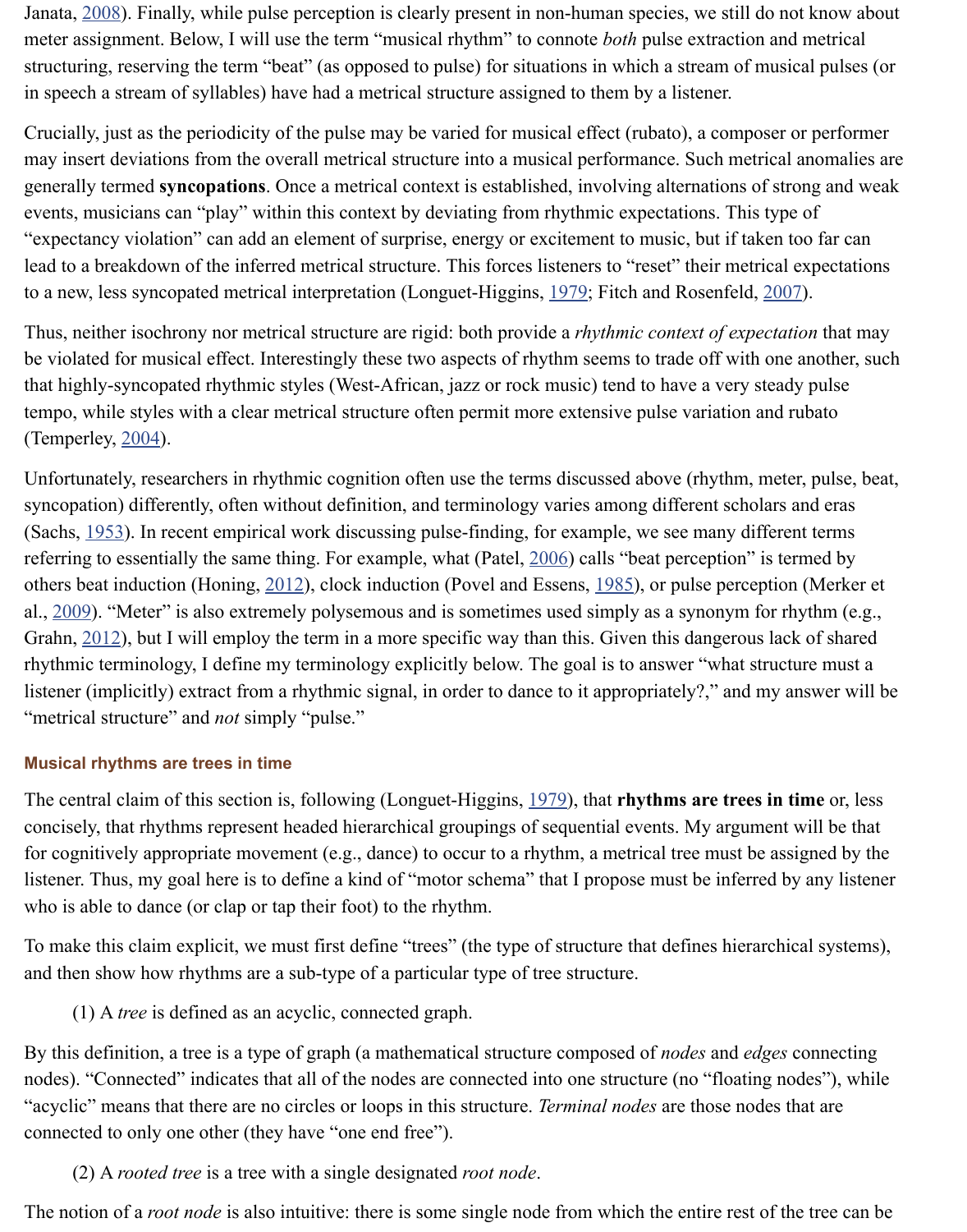Janata, 2008). Finally, while pulse perception is clearly present in non-human species, we still do not know about meter assignment. Below, I will use the term "musical rhythm" to connote *both* pulse extraction and metrical structuring, reserving the term "beat" (as opposed to pulse) for situations in which a stream of musical pulses (or in speech a stream of syllables) have had a metrical structure assigned to them by a listener.

Crucially, just as the periodicity of the pulse may be varied for musical effect (rubato), a composer or performer may insert deviations from the overall metrical structure into a musical performance. Such metrical anomalies are generally termed **syncopations**. Once a metrical context is established, involving alternations of strong and weak events, musicians can "play" within this context by deviating from rhythmic expectations. This type of "expectancy violation" can add an element of surprise, energy or excitement to music, but if taken too far can lead to a breakdown of the inferred metrical structure. This forces listeners to "reset" their metrical expectations to a new, less syncopated metrical interpretation (Longuet-Higgins, 1979; Fitch and Rosenfeld, 2007).

Thus, neither isochrony nor metrical structure are rigid: both provide a *rhythmic context of expectation* that may be violated for musical effect. Interestingly these two aspects of rhythm seems to trade off with one another, such that highly-syncopated rhythmic styles (West-African, jazz or rock music) tend to have a very steady pulse tempo, while styles with a clear metrical structure often permit more extensive pulse variation and rubato (Temperley, 2004).

Unfortunately, researchers in rhythmic cognition often use the terms discussed above (rhythm, meter, pulse, beat, syncopation) differently, often without definition, and terminology varies among different scholars and eras (Sachs, 1953). In recent empirical work discussing pulse-finding, for example, we see many different terms referring to essentially the same thing. For example, what (Patel, 2006) calls "beat perception" is termed by others beat induction (Honing, 2012), clock induction (Povel and Essens, 1985), or pulse perception (Merker et al., 2009). "Meter" is also extremely polysemous and is sometimes used simply as a synonym for rhythm (e.g., Grahn, 2012), but I will employ the term in a more specific way than this. Given this dangerous lack of shared rhythmic terminology, I define my terminology explicitly below. The goal is to answer "what structure must a listener (implicitly) extract from a rhythmic signal, in order to dance to it appropriately?," and my answer will be "metrical structure" and *not* simply "pulse."

## Musical rhythms are trees in time

The central claim of this section is, following (Longuet-Higgins, 1979), that **rhythms are trees in time** or, less concisely, that rhythms represent headed hierarchical groupings of sequential events. My argument will be that for cognitively appropriate movement (e.g., dance) to occur to a rhythm, a metrical tree must be assigned by the listener. Thus, my goal here is to define a kind of "motor schema" that I propose must be inferred by any listener who is able to dance (or clap or tap their foot) to the rhythm.

To make this claim explicit, we must first define "trees" (the type of structure that defines hierarchical systems), and then show how rhythms are a sub-type of a particular type of tree structure.

(1) A *tree* is defined as an acyclic, connected graph.

By this definition, a tree is a type of graph (a mathematical structure composed of *nodes* and *edges* connecting nodes). "Connected" indicates that all of the nodes are connected into one structure (no "floating nodes"), while "acyclic" means that there are no circles or loops in this structure. *Terminal nodes* are those nodes that are connected to only one other (they have "one end free").

(2) A *rooted tree* is a tree with a single designated *root node*.

The notion of a *root node* is also intuitive: there is some single node from which the entire rest of the tree can be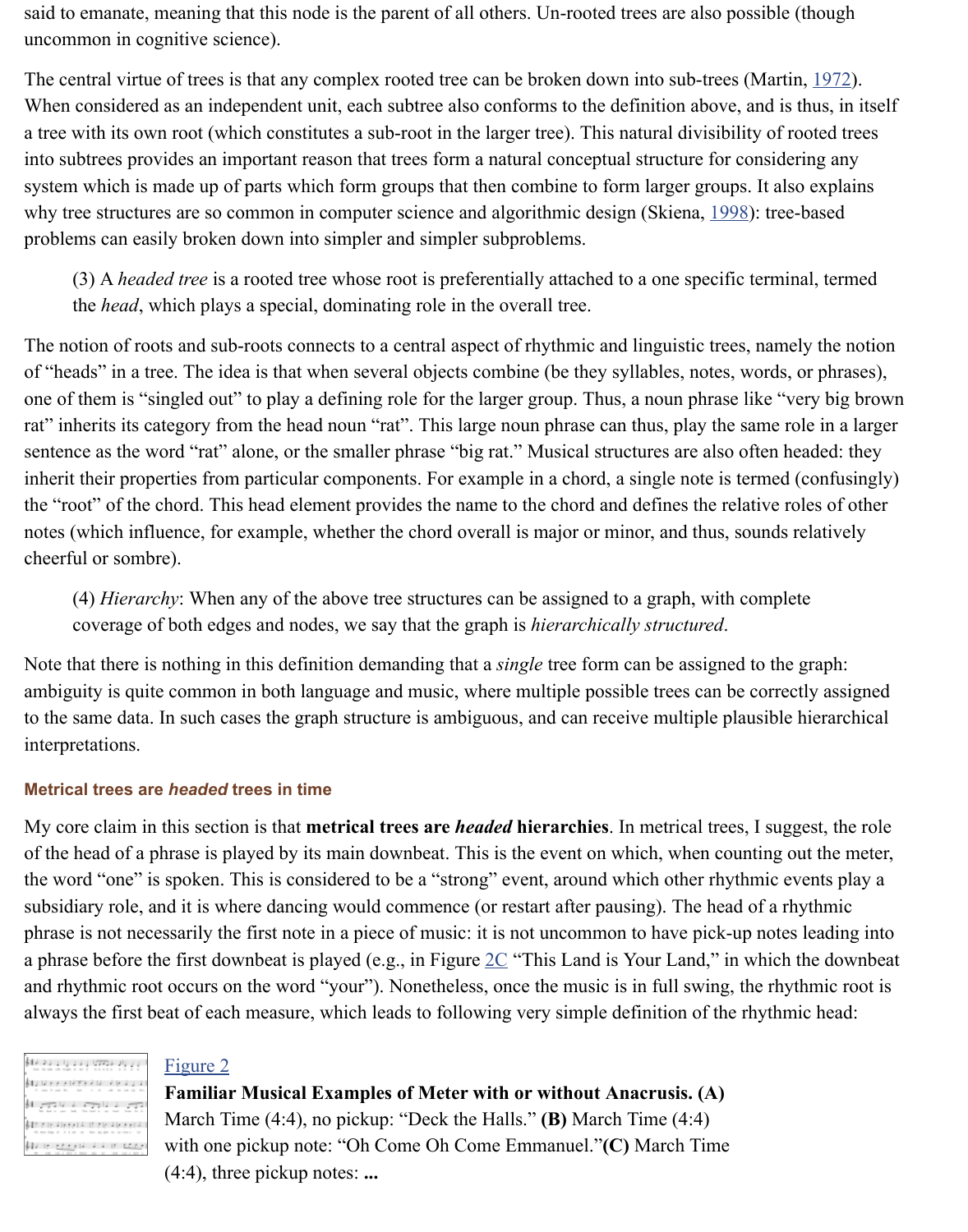said to emanate, meaning that this node is the parent of all others. Un-rooted trees are also possible (though uncommon in cognitive science).

The central virtue of trees is that any complex rooted tree can be broken down into sub-trees (Martin, 1972). When considered as an independent unit, each subtree also conforms to the definition above, and is thus, in itself a tree with its own root (which constitutes a sub-root in the larger tree). This natural divisibility of rooted trees into subtrees provides an important reason that trees form a natural conceptual structure for considering any system which is made up of parts which form groups that then combine to form larger groups. It also explains why tree structures are so common in computer science and algorithmic design (Skiena, 1998): tree-based problems can easily broken down into simpler and simpler subproblems.

> (3) A *headed tree* is a rooted tree whose root is preferentially attached to a one specific terminal, termed the *head*, which plays a special, dominating role in the overall tree.

The notion of roots and sub-roots connects to a central aspect of rhythmic and linguistic trees, namely the notion of "heads" in a tree. The idea is that when several objects combine (be they syllables, notes, words, or phrases), one of them is "singled out" to play a defining role for the larger group. Thus, a noun phrase like "very big brown rat" inherits its category from the head noun "rat". This large noun phrase can thus, play the same role in a larger sentence as the word "rat" alone, or the smaller phrase "big rat." Musical structures are also often headed: they inherit their properties from particular components. For example in a chord, a single note is termed (confusingly) the "root" of the chord. This head element provides the name to the chord and defines the relative roles of other notes (which influence, for example, whether the chord overall is major or minor, and thus, sounds relatively cheerful or sombre).

> (4) *Hierarchy*: When any of the above tree structures can be assigned to a graph, with complete coverage of both edges and nodes, we say that the graph is *hierarchically structured*.

Note that there is nothing in this definition demanding that a *single* tree form can be assigned to the graph: ambiguity is quite common in both language and music, where multiple possible trees can be correctly assigned to the same data. In such cases the graph structure is ambiguous, and can receive multiple plausible hierarchical interpretations.

### Metrical trees are *headed* trees in time

My core claim in this section is that **metrical trees are *headed* hierarchies**. In metrical trees, I suggest, the role of the head of a phrase is played by its main downbeat. This is the event on which, when counting out the meter, the word "one" is spoken. This is considered to be a "strong" event, around which other rhythmic events play a subsidiary role, and it is where dancing would commence (or restart after pausing). The head of a rhythmic phrase is not necessarily the first note in a piece of music: it is not uncommon to have pick-up notes leading into a phrase before the first downbeat is played (e.g., in Figure 2C "This Land is Your Land," in which the downbeat and rhythmic root occurs on the word "your"). Nonetheless, once the music is in full swing, the rhythmic root is always the first beat of each measure, which leads to following very simple definition of the rhythmic head:

Figure 2

**Familiar Musical Examples of Meter with or without Anacrusis. (A)** March Time (4:4), no pickup: "Deck the Halls." **(B)** March Time (4:4) with one pickup note: "Oh Come Oh Come Emmanuel."**(C)** March Time (4:4), three pickup notes: **...**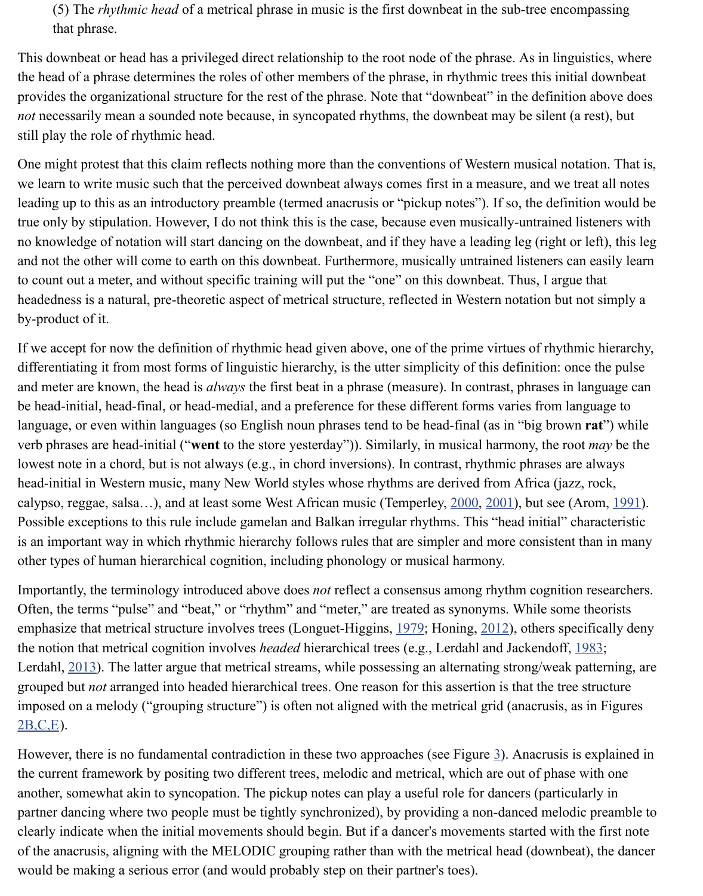(5) The *rhythmic head* of a metrical phrase in music is the first downbeat in the sub-tree encompassing that phrase.

This downbeat or head has a privileged direct relationship to the root node of the phrase. As in linguistics, where the head of a phrase determines the roles of other members of the phrase, in rhythmic trees this initial downbeat provides the organizational structure for the rest of the phrase. Note that "downbeat" in the definition above does *not* necessarily mean a sounded note because, in syncopated rhythms, the downbeat may be silent (a rest), but still play the role of rhythmic head.

One might protest that this claim reflects nothing more than the conventions of Western musical notation. That is, we learn to write music such that the perceived downbeat always comes first in a measure, and we treat all notes leading up to this as an introductory preamble (termed anacrusis or "pickup notes"). If so, the definition would be true only by stipulation. However, I do not think this is the case, because even musically-untrained listeners with no knowledge of notation will start dancing on the downbeat, and if they have a leading leg (right or left), this leg and not the other will come to earth on this downbeat. Furthermore, musically untrained listeners can easily learn to count out a meter, and without specific training will put the "one" on this downbeat. Thus, I argue that headedness is a natural, pre-theoretic aspect of metrical structure, reflected in Western notation but not simply a by-product of it.

If we accept for now the definition of rhythmic head given above, one of the prime virtues of rhythmic hierarchy, differentiating it from most forms of linguistic hierarchy, is the utter simplicity of this definition: once the pulse and meter are known, the head is *always* the first beat in a phrase (measure). In contrast, phrases in language can be head-initial, head-final, or head-medial, and a preference for these different forms varies from language to language, or even within languages (so English noun phrases tend to be head-final (as in "big brown **rat**") while verb phrases are head-initial ("**went** to the store yesterday")). Similarly, in musical harmony, the root *may* be the lowest note in a chord, but is not always (e.g., in chord inversions). In contrast, rhythmic phrases are always head-initial in Western music, many New World styles whose rhythms are derived from Africa (jazz, rock, calypso, reggae, salsa…), and at least some West African music (Temperley, 2000, 2001), but see (Arom, 1991). Possible exceptions to this rule include gamelan and Balkan irregular rhythms. This "head initial" characteristic is an important way in which rhythmic hierarchy follows rules that are simpler and more consistent than in many other types of human hierarchical cognition, including phonology or musical harmony.

Importantly, the terminology introduced above does *not* reflect a consensus among rhythm cognition researchers. Often, the terms "pulse" and "beat," or "rhythm" and "meter," are treated as synonyms. While some theorists emphasize that metrical structure involves trees (Longuet-Higgins, 1979; Honing, 2012), others specifically deny the notion that metrical cognition involves *headed* hierarchical trees (e.g., Lerdahl and Jackendoff, 1983; Lerdahl, 2013). The latter argue that metrical streams, while possessing an alternating strong/weak patterning, are grouped but *not* arranged into headed hierarchical trees. One reason for this assertion is that the tree structure imposed on a melody ("grouping structure") is often not aligned with the metrical grid (anacrusis, as in Figures 2B,C,E).

However, there is no fundamental contradiction in these two approaches (see Figure 3). Anacrusis is explained in the current framework by positing two different trees, melodic and metrical, which are out of phase with one another, somewhat akin to syncopation. The pickup notes can play a useful role for dancers (particularly in partner dancing where two people must be tightly synchronized), by providing a non-danced melodic preamble to clearly indicate when the initial movements should begin. But if a dancer's movements started with the first note of the anacrusis, aligning with the MELODIC grouping rather than with the metrical head (downbeat), the dancer would be making a serious error (and would probably step on their partner's toes).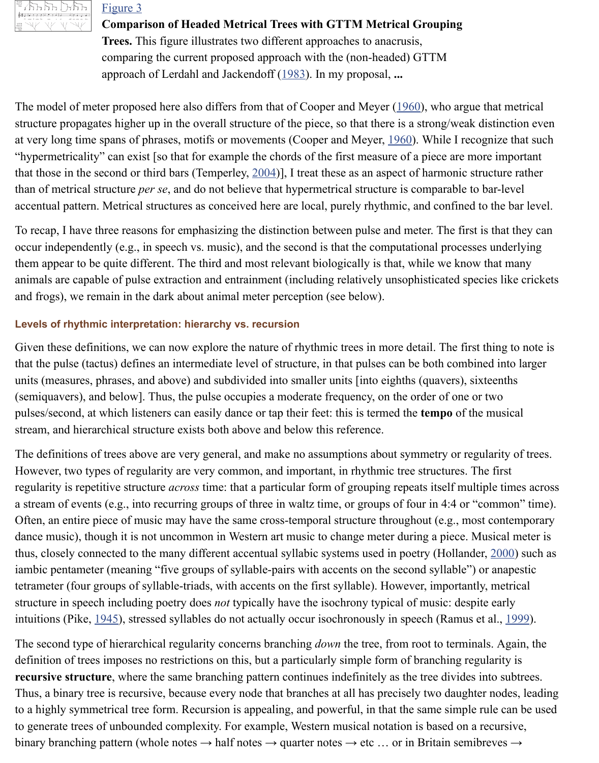[Figure 3](#)

**Comparison of Headed Metrical Trees with GTTM Metrical Grouping Trees.** This figure illustrates two different approaches to anacrusis, comparing the current proposed approach with the (non-headed) GTTM approach of Lerdahl and Jackendoff (1983). In my proposal, **...**

The model of meter proposed here also differs from that of Cooper and Meyer (1960), who argue that metrical structure propagates higher up in the overall structure of the piece, so that there is a strong/weak distinction even at very long time spans of phrases, motifs or movements (Cooper and Meyer, 1960). While I recognize that such "hypermetricality" can exist [so that for example the chords of the first measure of a piece are more important that those in the second or third bars (Temperley, 2004)], I treat these as an aspect of harmonic structure rather than of metrical structure *per se*, and do not believe that hypermetrical structure is comparable to bar-level accentual pattern. Metrical structures as conceived here are local, purely rhythmic, and confined to the bar level.

To recap, I have three reasons for emphasizing the distinction between pulse and meter. The first is that they can occur independently (e.g., in speech vs. music), and the second is that the computational processes underlying them appear to be quite different. The third and most relevant biologically is that, while we know that many animals are capable of pulse extraction and entrainment (including relatively unsophisticated species like crickets and frogs), we remain in the dark about animal meter perception (see below).

### Levels of rhythmic interpretation: hierarchy vs. recursion

Given these definitions, we can now explore the nature of rhythmic trees in more detail. The first thing to note is that the pulse (tactus) defines an intermediate level of structure, in that pulses can be both combined into larger units (measures, phrases, and above) and subdivided into smaller units [into eighths (quavers), sixteenths (semiquavers), and below]. Thus, the pulse occupies a moderate frequency, on the order of one or two pulses/second, at which listeners can easily dance or tap their feet: this is termed the **tempo** of the musical stream, and hierarchical structure exists both above and below this reference.

The definitions of trees above are very general, and make no assumptions about symmetry or regularity of trees. However, two types of regularity are very common, and important, in rhythmic tree structures. The first regularity is repetitive structure *across* time: that a particular form of grouping repeats itself multiple times across a stream of events (e.g., into recurring groups of three in waltz time, or groups of four in 4:4 or "common" time). Often, an entire piece of music may have the same cross-temporal structure throughout (e.g., most contemporary dance music), though it is not uncommon in Western art music to change meter during a piece. Musical meter is thus, closely connected to the many different accentual syllabic systems used in poetry (Hollander, 2000) such as iambic pentameter (meaning "five groups of syllable-pairs with accents on the second syllable") or anapestic tetrameter (four groups of syllable-triads, with accents on the first syllable). However, importantly, metrical structure in speech including poetry does *not* typically have the isochrony typical of music: despite early intuitions (Pike, 1945), stressed syllables do not actually occur isochronously in speech (Ramus et al., 1999).

The second type of hierarchical regularity concerns branching *down* the tree, from root to terminals. Again, the definition of trees imposes no restrictions on this, but a particularly simple form of branching regularity is **recursive structure**, where the same branching pattern continues indefinitely as the tree divides into subtrees. Thus, a binary tree is recursive, because every node that branches at all has precisely two daughter nodes, leading to a highly symmetrical tree form. Recursion is appealing, and powerful, in that the same simple rule can be used to generate trees of unbounded complexity. For example, Western musical notation is based on a recursive, binary branching pattern (whole notes → half notes → quarter notes → etc … or in Britain semibreves →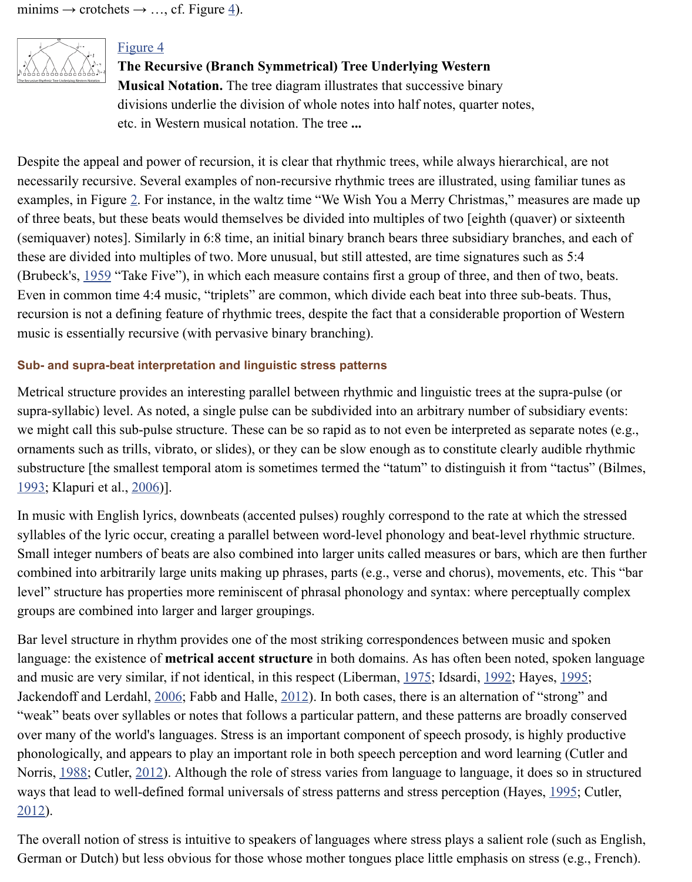minims → crotchets → …, cf. Figure 4).

Figure 4
**The Recursive (Branch Symmetrical) Tree Underlying Western Musical Notation.** The tree diagram illustrates that successive binary divisions underlie the division of whole notes into half notes, quarter notes, etc. in Western musical notation. The tree **...**

Despite the appeal and power of recursion, it is clear that rhythmic trees, while always hierarchical, are not necessarily recursive. Several examples of non-recursive rhythmic trees are illustrated, using familiar tunes as examples, in Figure 2. For instance, in the waltz time "We Wish You a Merry Christmas," measures are made up of three beats, but these beats would themselves be divided into multiples of two [eighth (quaver) or sixteenth (semiquaver) notes]. Similarly in 6:8 time, an initial binary branch bears three subsidiary branches, and each of these are divided into multiples of two. More unusual, but still attested, are time signatures such as 5:4 (Brubeck's, 1959 "Take Five"), in which each measure contains first a group of three, and then of two, beats. Even in common time 4:4 music, "triplets" are common, which divide each beat into three sub-beats. Thus, recursion is not a defining feature of rhythmic trees, despite the fact that a considerable proportion of Western music is essentially recursive (with pervasive binary branching).

### Sub- and supra-beat interpretation and linguistic stress patterns

Metrical structure provides an interesting parallel between rhythmic and linguistic trees at the supra-pulse (or supra-syllabic) level. As noted, a single pulse can be subdivided into an arbitrary number of subsidiary events: we might call this sub-pulse structure. These can be so rapid as to not even be interpreted as separate notes (e.g., ornaments such as trills, vibrato, or slides), or they can be slow enough as to constitute clearly audible rhythmic substructure [the smallest temporal atom is sometimes termed the "tatum" to distinguish it from "tactus" (Bilmes, 1993; Klapuri et al., 2006)].

In music with English lyrics, downbeats (accented pulses) roughly correspond to the rate at which the stressed syllables of the lyric occur, creating a parallel between word-level phonology and beat-level rhythmic structure. Small integer numbers of beats are also combined into larger units called measures or bars, which are then further combined into arbitrarily large units making up phrases, parts (e.g., verse and chorus), movements, etc. This "bar level" structure has properties more reminiscent of phrasal phonology and syntax: where perceptually complex groups are combined into larger and larger groupings.

Bar level structure in rhythm provides one of the most striking correspondences between music and spoken language: the existence of **metrical accent structure** in both domains. As has often been noted, spoken language and music are very similar, if not identical, in this respect (Liberman, 1975; Idsardi, 1992; Hayes, 1995; Jackendoff and Lerdahl, 2006; Fabb and Halle, 2012). In both cases, there is an alternation of "strong" and "weak" beats over syllables or notes that follows a particular pattern, and these patterns are broadly conserved over many of the world's languages. Stress is an important component of speech prosody, is highly productive phonologically, and appears to play an important role in both speech perception and word learning (Cutler and Norris, 1988; Cutler, 2012). Although the role of stress varies from language to language, it does so in structured ways that lead to well-defined formal universals of stress patterns and stress perception (Hayes, 1995; Cutler, 2012).

The overall notion of stress is intuitive to speakers of languages where stress plays a salient role (such as English, German or Dutch) but less obvious for those whose mother tongues place little emphasis on stress (e.g., French).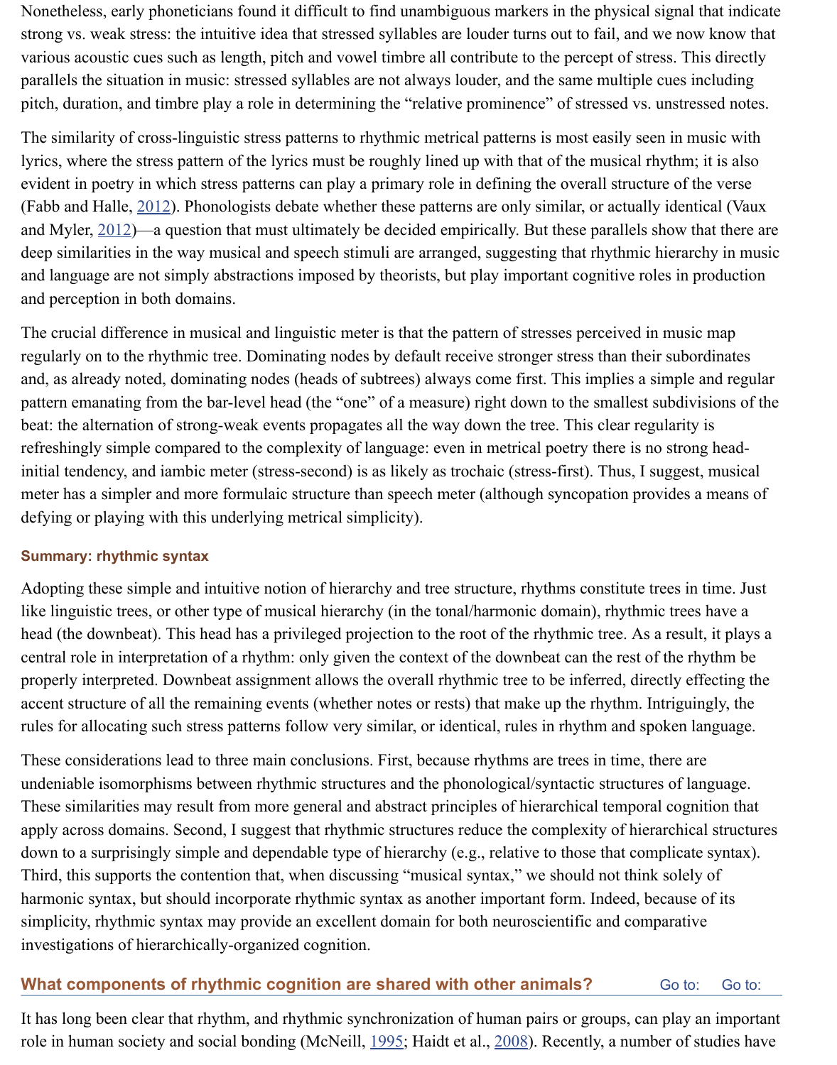Nonetheless, early phoneticians found it difficult to find unambiguous markers in the physical signal that indicate strong vs. weak stress: the intuitive idea that stressed syllables are louder turns out to fail, and we now know that various acoustic cues such as length, pitch and vowel timbre all contribute to the percept of stress. This directly parallels the situation in music: stressed syllables are not always louder, and the same multiple cues including pitch, duration, and timbre play a role in determining the "relative prominence" of stressed vs. unstressed notes.

The similarity of cross-linguistic stress patterns to rhythmic metrical patterns is most easily seen in music with lyrics, where the stress pattern of the lyrics must be roughly lined up with that of the musical rhythm; it is also evident in poetry in which stress patterns can play a primary role in defining the overall structure of the verse (Fabb and Halle, 2012). Phonologists debate whether these patterns are only similar, or actually identical (Vaux and Myler, 2012)—a question that must ultimately be decided empirically. But these parallels show that there are deep similarities in the way musical and speech stimuli are arranged, suggesting that rhythmic hierarchy in music and language are not simply abstractions imposed by theorists, but play important cognitive roles in production and perception in both domains.

The crucial difference in musical and linguistic meter is that the pattern of stresses perceived in music map regularly on to the rhythmic tree. Dominating nodes by default receive stronger stress than their subordinates and, as already noted, dominating nodes (heads of subtrees) always come first. This implies a simple and regular pattern emanating from the bar-level head (the "one" of a measure) right down to the smallest subdivisions of the beat: the alternation of strong-weak events propagates all the way down the tree. This clear regularity is refreshingly simple compared to the complexity of language: even in metrical poetry there is no strong head-initial tendency, and iambic meter (stress-second) is as likely as trochaic (stress-first). Thus, I suggest, musical meter has a simpler and more formulaic structure than speech meter (although syncopation provides a means of defying or playing with this underlying metrical simplicity).

### Summary: rhythmic syntax

Adopting these simple and intuitive notion of hierarchy and tree structure, rhythms constitute trees in time. Just like linguistic trees, or other type of musical hierarchy (in the tonal/harmonic domain), rhythmic trees have a head (the downbeat). This head has a privileged projection to the root of the rhythmic tree. As a result, it plays a central role in interpretation of a rhythm: only given the context of the downbeat can the rest of the rhythm be properly interpreted. Downbeat assignment allows the overall rhythmic tree to be inferred, directly effecting the accent structure of all the remaining events (whether notes or rests) that make up the rhythm. Intriguingly, the rules for allocating such stress patterns follow very similar, or identical, rules in rhythm and spoken language.

These considerations lead to three main conclusions. First, because rhythms are trees in time, there are undeniable isomorphisms between rhythmic structures and the phonological/syntactic structures of language. These similarities may result from more general and abstract principles of hierarchical temporal cognition that apply across domains. Second, I suggest that rhythmic structures reduce the complexity of hierarchical structures down to a surprisingly simple and dependable type of hierarchy (e.g., relative to those that complicate syntax). Third, this supports the contention that, when discussing "musical syntax," we should not think solely of harmonic syntax, but should incorporate rhythmic syntax as another important form. Indeed, because of its simplicity, rhythmic syntax may provide an excellent domain for both neuroscientific and comparative investigations of hierarchically-organized cognition.

## What components of rhythmic cognition are shared with other animals?

It has long been clear that rhythm, and rhythmic synchronization of human pairs or groups, can play an important role in human society and social bonding (McNeill, 1995; Haidt et al., 2008). Recently, a number of studies have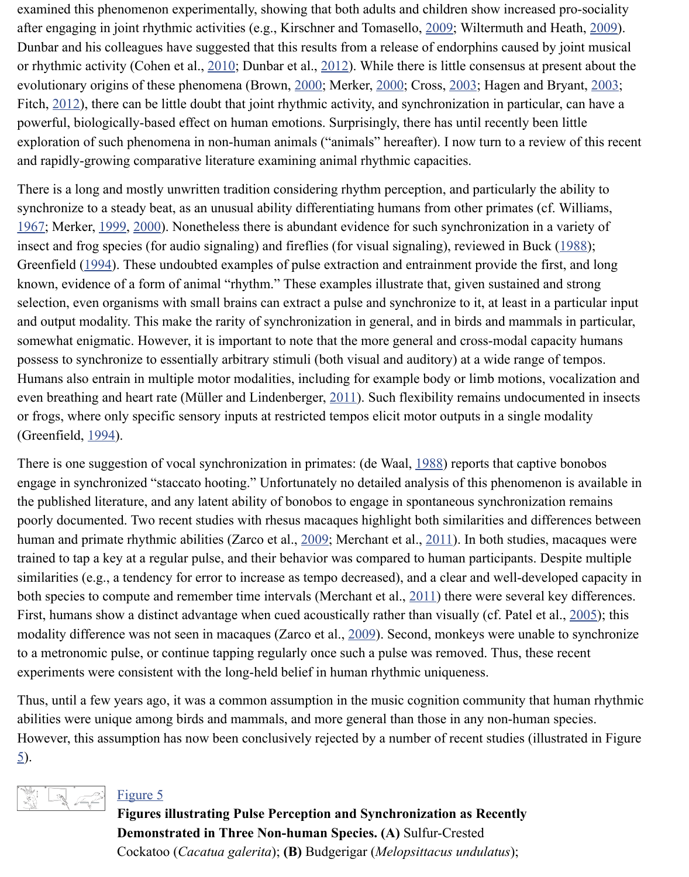examined this phenomenon experimentally, showing that both adults and children show increased pro-sociality after engaging in joint rhythmic activities (e.g., Kirschner and Tomasello, 2009; Wiltermuth and Heath, 2009). Dunbar and his colleagues have suggested that this results from a release of endorphins caused by joint musical or rhythmic activity (Cohen et al., 2010; Dunbar et al., 2012). While there is little consensus at present about the evolutionary origins of these phenomena (Brown, 2000; Merker, 2000; Cross, 2003; Hagen and Bryant, 2003; Fitch, 2012), there can be little doubt that joint rhythmic activity, and synchronization in particular, can have a powerful, biologically-based effect on human emotions. Surprisingly, there has until recently been little exploration of such phenomena in non-human animals ("animals" hereafter). I now turn to a review of this recent and rapidly-growing comparative literature examining animal rhythmic capacities.

There is a long and mostly unwritten tradition considering rhythm perception, and particularly the ability to synchronize to a steady beat, as an unusual ability differentiating humans from other primates (cf. Williams, 1967; Merker, 1999, 2000). Nonetheless there is abundant evidence for such synchronization in a variety of insect and frog species (for audio signaling) and fireflies (for visual signaling), reviewed in Buck (1988); Greenfield (1994). These undoubted examples of pulse extraction and entrainment provide the first, and long known, evidence of a form of animal "rhythm." These examples illustrate that, given sustained and strong selection, even organisms with small brains can extract a pulse and synchronize to it, at least in a particular input and output modality. This make the rarity of synchronization in general, and in birds and mammals in particular, somewhat enigmatic. However, it is important to note that the more general and cross-modal capacity humans possess to synchronize to essentially arbitrary stimuli (both visual and auditory) at a wide range of tempos. Humans also entrain in multiple motor modalities, including for example body or limb motions, vocalization and even breathing and heart rate (Müller and Lindenberger, 2011). Such flexibility remains undocumented in insects or frogs, where only specific sensory inputs at restricted tempos elicit motor outputs in a single modality (Greenfield, 1994).

There is one suggestion of vocal synchronization in primates: (de Waal, 1988) reports that captive bonobos engage in synchronized "staccato hooting." Unfortunately no detailed analysis of this phenomenon is available in the published literature, and any latent ability of bonobos to engage in spontaneous synchronization remains poorly documented. Two recent studies with rhesus macaques highlight both similarities and differences between human and primate rhythmic abilities (Zarco et al., 2009; Merchant et al., 2011). In both studies, macaques were trained to tap a key at a regular pulse, and their behavior was compared to human participants. Despite multiple similarities (e.g., a tendency for error to increase as tempo decreased), and a clear and well-developed capacity in both species to compute and remember time intervals (Merchant et al., 2011) there were several key differences. First, humans show a distinct advantage when cued acoustically rather than visually (cf. Patel et al., 2005); this modality difference was not seen in macaques (Zarco et al., 2009). Second, monkeys were unable to synchronize to a metronomic pulse, or continue tapping regularly once such a pulse was removed. Thus, these recent experiments were consistent with the long-held belief in human rhythmic uniqueness.

Thus, until a few years ago, it was a common assumption in the music cognition community that human rhythmic abilities were unique among birds and mammals, and more general than those in any non-human species. However, this assumption has now been conclusively rejected by a number of recent studies (illustrated in Figure 5).

Figure 5

**Figures illustrating Pulse Perception and Synchronization as Recently Demonstrated in Three Non-human Species. (A)** Sulfur-Crested Cockatoo (*Cacatua galerita*); **(B)** Budgerigar (*Melopsittacus undulatus*);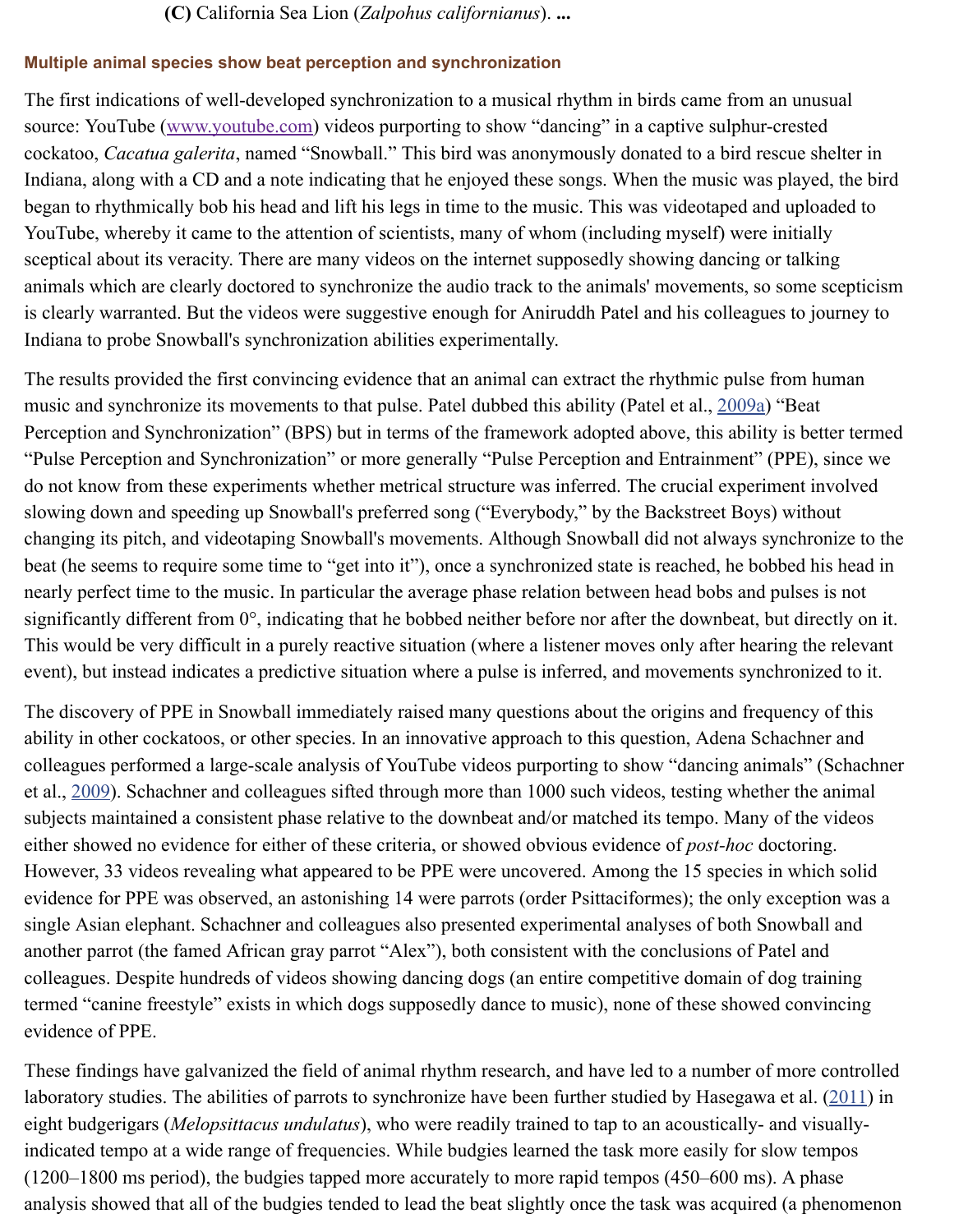**(C)** California Sea Lion (*Zalpohus californianus*). **...**

## Multiple animal species show beat perception and synchronization

The first indications of well-developed synchronization to a musical rhythm in birds came from an unusual source: YouTube (www.youtube.com) videos purporting to show "dancing" in a captive sulphur-crested cockatoo, *Cacatua galerita*, named "Snowball." This bird was anonymously donated to a bird rescue shelter in Indiana, along with a CD and a note indicating that he enjoyed these songs. When the music was played, the bird began to rhythmically bob his head and lift his legs in time to the music. This was videotaped and uploaded to YouTube, whereby it came to the attention of scientists, many of whom (including myself) were initially sceptical about its veracity. There are many videos on the internet supposedly showing dancing or talking animals which are clearly doctored to synchronize the audio track to the animals' movements, so some scepticism is clearly warranted. But the videos were suggestive enough for Aniruddh Patel and his colleagues to journey to Indiana to probe Snowball's synchronization abilities experimentally.

The results provided the first convincing evidence that an animal can extract the rhythmic pulse from human music and synchronize its movements to that pulse. Patel dubbed this ability (Patel et al., 2009a) "Beat Perception and Synchronization" (BPS) but in terms of the framework adopted above, this ability is better termed "Pulse Perception and Synchronization" or more generally "Pulse Perception and Entrainment" (PPE), since we do not know from these experiments whether metrical structure was inferred. The crucial experiment involved slowing down and speeding up Snowball's preferred song ("Everybody," by the Backstreet Boys) without changing its pitch, and videotaping Snowball's movements. Although Snowball did not always synchronize to the beat (he seems to require some time to "get into it"), once a synchronized state is reached, he bobbed his head in nearly perfect time to the music. In particular the average phase relation between head bobs and pulses is not significantly different from 0°, indicating that he bobbed neither before nor after the downbeat, but directly on it. This would be very difficult in a purely reactive situation (where a listener moves only after hearing the relevant event), but instead indicates a predictive situation where a pulse is inferred, and movements synchronized to it.

The discovery of PPE in Snowball immediately raised many questions about the origins and frequency of this ability in other cockatoos, or other species. In an innovative approach to this question, Adena Schachner and colleagues performed a large-scale analysis of YouTube videos purporting to show "dancing animals" (Schachner et al., 2009). Schachner and colleagues sifted through more than 1000 such videos, testing whether the animal subjects maintained a consistent phase relative to the downbeat and/or matched its tempo. Many of the videos either showed no evidence for either of these criteria, or showed obvious evidence of *post-hoc* doctoring. However, 33 videos revealing what appeared to be PPE were uncovered. Among the 15 species in which solid evidence for PPE was observed, an astonishing 14 were parrots (order Psittaciformes); the only exception was a single Asian elephant. Schachner and colleagues also presented experimental analyses of both Snowball and another parrot (the famed African gray parrot "Alex"), both consistent with the conclusions of Patel and colleagues. Despite hundreds of videos showing dancing dogs (an entire competitive domain of dog training termed "canine freestyle" exists in which dogs supposedly dance to music), none of these showed convincing evidence of PPE.

These findings have galvanized the field of animal rhythm research, and have led to a number of more controlled laboratory studies. The abilities of parrots to synchronize have been further studied by Hasegawa et al. (2011) in eight budgerigars (*Melopsittacus undulatus*), who were readily trained to tap to an acoustically- and visually-indicated tempo at a wide range of frequencies. While budgies learned the task more easily for slow tempos (1200–1800 ms period), the budgies tapped more accurately to more rapid tempos (450–600 ms). A phase analysis showed that all of the budgies tended to lead the beat slightly once the task was acquired (a phenomenon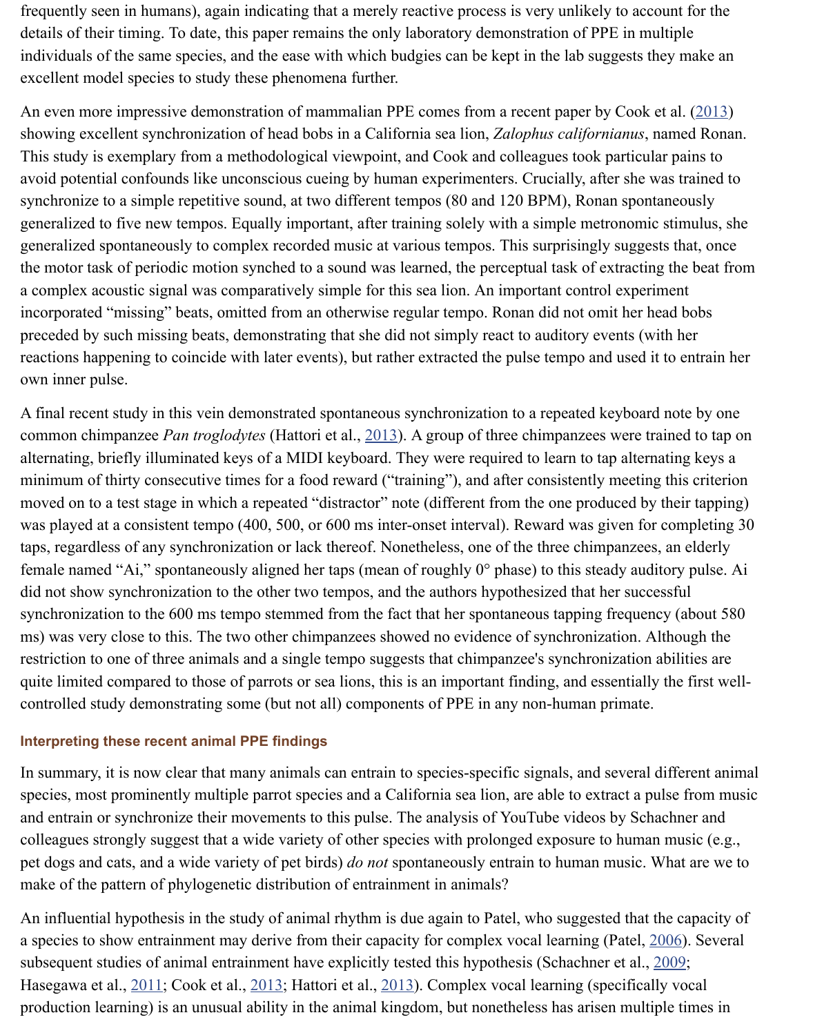frequently seen in humans), again indicating that a merely reactive process is very unlikely to account for the details of their timing. To date, this paper remains the only laboratory demonstration of PPE in multiple individuals of the same species, and the ease with which budgies can be kept in the lab suggests they make an excellent model species to study these phenomena further.

An even more impressive demonstration of mammalian PPE comes from a recent paper by Cook et al. (2013) showing excellent synchronization of head bobs in a California sea lion, *Zalophus californianus*, named Ronan. This study is exemplary from a methodological viewpoint, and Cook and colleagues took particular pains to avoid potential confounds like unconscious cueing by human experimenters. Crucially, after she was trained to synchronize to a simple repetitive sound, at two different tempos (80 and 120 BPM), Ronan spontaneously generalized to five new tempos. Equally important, after training solely with a simple metronomic stimulus, she generalized spontaneously to complex recorded music at various tempos. This surprisingly suggests that, once the motor task of periodic motion synched to a sound was learned, the perceptual task of extracting the beat from a complex acoustic signal was comparatively simple for this sea lion. An important control experiment incorporated "missing" beats, omitted from an otherwise regular tempo. Ronan did not omit her head bobs preceded by such missing beats, demonstrating that she did not simply react to auditory events (with her reactions happening to coincide with later events), but rather extracted the pulse tempo and used it to entrain her own inner pulse.

A final recent study in this vein demonstrated spontaneous synchronization to a repeated keyboard note by one common chimpanzee *Pan troglodytes* (Hattori et al., 2013). A group of three chimpanzees were trained to tap on alternating, briefly illuminated keys of a MIDI keyboard. They were required to learn to tap alternating keys a minimum of thirty consecutive times for a food reward ("training"), and after consistently meeting this criterion moved on to a test stage in which a repeated "distractor" note (different from the one produced by their tapping) was played at a consistent tempo (400, 500, or 600 ms inter-onset interval). Reward was given for completing 30 taps, regardless of any synchronization or lack thereof. Nonetheless, one of the three chimpanzees, an elderly female named "Ai," spontaneously aligned her taps (mean of roughly 0° phase) to this steady auditory pulse. Ai did not show synchronization to the other two tempos, and the authors hypothesized that her successful synchronization to the 600 ms tempo stemmed from the fact that her spontaneous tapping frequency (about 580 ms) was very close to this. The two other chimpanzees showed no evidence of synchronization. Although the restriction to one of three animals and a single tempo suggests that chimpanzee's synchronization abilities are quite limited compared to those of parrots or sea lions, this is an important finding, and essentially the first well-controlled study demonstrating some (but not all) components of PPE in any non-human primate.

### Interpreting these recent animal PPE findings

In summary, it is now clear that many animals can entrain to species-specific signals, and several different animal species, most prominently multiple parrot species and a California sea lion, are able to extract a pulse from music and entrain or synchronize their movements to this pulse. The analysis of YouTube videos by Schachner and colleagues strongly suggest that a wide variety of other species with prolonged exposure to human music (e.g., pet dogs and cats, and a wide variety of pet birds) *do not* spontaneously entrain to human music. What are we to make of the pattern of phylogenetic distribution of entrainment in animals?

An influential hypothesis in the study of animal rhythm is due again to Patel, who suggested that the capacity of a species to show entrainment may derive from their capacity for complex vocal learning (Patel, 2006). Several subsequent studies of animal entrainment have explicitly tested this hypothesis (Schachner et al., 2009; Hasegawa et al., 2011; Cook et al., 2013; Hattori et al., 2013). Complex vocal learning (specifically vocal production learning) is an unusual ability in the animal kingdom, but nonetheless has arisen multiple times in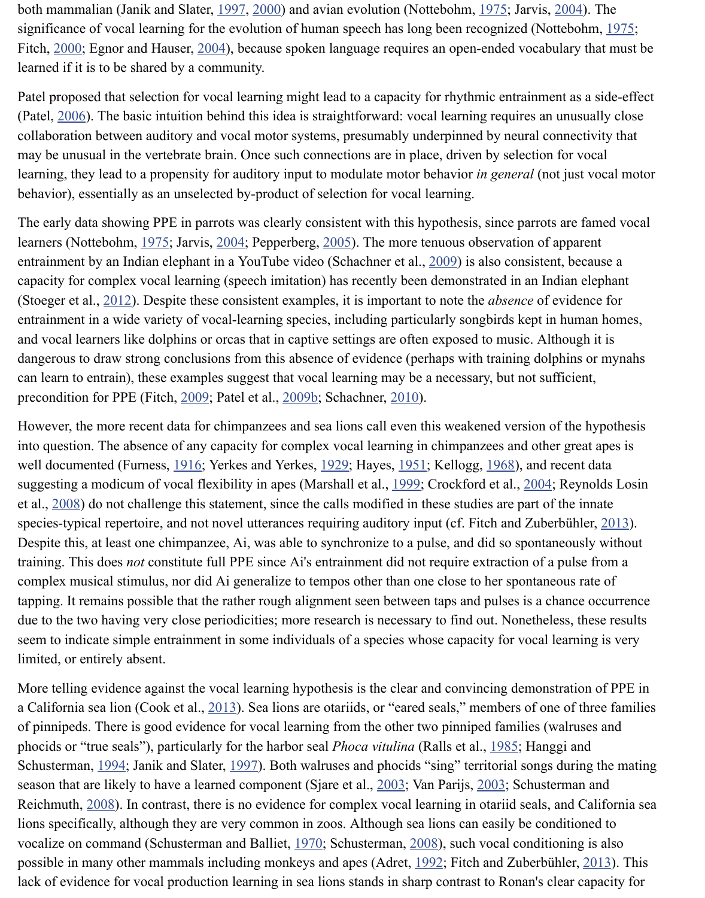both mammalian (Janik and Slater, 1997, 2000) and avian evolution (Nottebohm, 1975; Jarvis, 2004). The significance of vocal learning for the evolution of human speech has long been recognized (Nottebohm, 1975; Fitch, 2000; Egnor and Hauser, 2004), because spoken language requires an open-ended vocabulary that must be learned if it is to be shared by a community.

Patel proposed that selection for vocal learning might lead to a capacity for rhythmic entrainment as a side-effect (Patel, 2006). The basic intuition behind this idea is straightforward: vocal learning requires an unusually close collaboration between auditory and vocal motor systems, presumably underpinned by neural connectivity that may be unusual in the vertebrate brain. Once such connections are in place, driven by selection for vocal learning, they lead to a propensity for auditory input to modulate motor behavior *in general* (not just vocal motor behavior), essentially as an unselected by-product of selection for vocal learning.

The early data showing PPE in parrots was clearly consistent with this hypothesis, since parrots are famed vocal learners (Nottebohm, 1975; Jarvis, 2004; Pepperberg, 2005). The more tenuous observation of apparent entrainment by an Indian elephant in a YouTube video (Schachner et al., 2009) is also consistent, because a capacity for complex vocal learning (speech imitation) has recently been demonstrated in an Indian elephant (Stoeger et al., 2012). Despite these consistent examples, it is important to note the *absence* of evidence for entrainment in a wide variety of vocal-learning species, including particularly songbirds kept in human homes, and vocal learners like dolphins or orcas that in captive settings are often exposed to music. Although it is dangerous to draw strong conclusions from this absence of evidence (perhaps with training dolphins or mynahs can learn to entrain), these examples suggest that vocal learning may be a necessary, but not sufficient, precondition for PPE (Fitch, 2009; Patel et al., 2009b; Schachner, 2010).

However, the more recent data for chimpanzees and sea lions call even this weakened version of the hypothesis into question. The absence of any capacity for complex vocal learning in chimpanzees and other great apes is well documented (Furness, 1916; Yerkes and Yerkes, 1929; Hayes, 1951; Kellogg, 1968), and recent data suggesting a modicum of vocal flexibility in apes (Marshall et al., 1999; Crockford et al., 2004; Reynolds Losin et al., 2008) do not challenge this statement, since the calls modified in these studies are part of the innate species-typical repertoire, and not novel utterances requiring auditory input (cf. Fitch and Zuberbühler, 2013). Despite this, at least one chimpanzee, Ai, was able to synchronize to a pulse, and did so spontaneously without training. This does *not* constitute full PPE since Ai's entrainment did not require extraction of a pulse from a complex musical stimulus, nor did Ai generalize to tempos other than one close to her spontaneous rate of tapping. It remains possible that the rather rough alignment seen between taps and pulses is a chance occurrence due to the two having very close periodicities; more research is necessary to find out. Nonetheless, these results seem to indicate simple entrainment in some individuals of a species whose capacity for vocal learning is very limited, or entirely absent.

More telling evidence against the vocal learning hypothesis is the clear and convincing demonstration of PPE in a California sea lion (Cook et al., 2013). Sea lions are otariids, or "eared seals," members of one of three families of pinnipeds. There is good evidence for vocal learning from the other two pinniped families (walruses and phocids or "true seals"), particularly for the harbor seal *Phoca vitulina* (Ralls et al., 1985; Hanggi and Schusterman, 1994; Janik and Slater, 1997). Both walruses and phocids "sing" territorial songs during the mating season that are likely to have a learned component (Sjare et al., 2003; Van Parijs, 2003; Schusterman and Reichmuth, 2008). In contrast, there is no evidence for complex vocal learning in otariid seals, and California sea lions specifically, although they are very common in zoos. Although sea lions can easily be conditioned to vocalize on command (Schusterman and Balliet, 1970; Schusterman, 2008), such vocal conditioning is also possible in many other mammals including monkeys and apes (Adret, 1992; Fitch and Zuberbühler, 2013). This lack of evidence for vocal production learning in sea lions stands in sharp contrast to Ronan's clear capacity for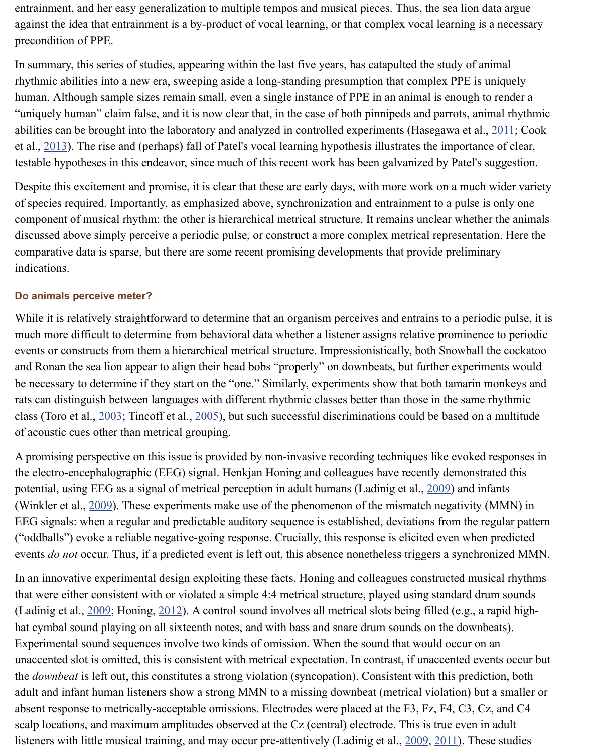entrainment, and her easy generalization to multiple tempos and musical pieces. Thus, the sea lion data argue against the idea that entrainment is a by-product of vocal learning, or that complex vocal learning is a necessary precondition of PPE.

In summary, this series of studies, appearing within the last five years, has catapulted the study of animal rhythmic abilities into a new era, sweeping aside a long-standing presumption that complex PPE is uniquely human. Although sample sizes remain small, even a single instance of PPE in an animal is enough to render a "uniquely human" claim false, and it is now clear that, in the case of both pinnipeds and parrots, animal rhythmic abilities can be brought into the laboratory and analyzed in controlled experiments (Hasegawa et al., 2011; Cook et al., 2013). The rise and (perhaps) fall of Patel's vocal learning hypothesis illustrates the importance of clear, testable hypotheses in this endeavor, since much of this recent work has been galvanized by Patel's suggestion.

Despite this excitement and promise, it is clear that these are early days, with more work on a much wider variety of species required. Importantly, as emphasized above, synchronization and entrainment to a pulse is only one component of musical rhythm: the other is hierarchical metrical structure. It remains unclear whether the animals discussed above simply perceive a periodic pulse, or construct a more complex metrical representation. Here the comparative data is sparse, but there are some recent promising developments that provide preliminary indications.

### Do animals perceive meter?

While it is relatively straightforward to determine that an organism perceives and entrains to a periodic pulse, it is much more difficult to determine from behavioral data whether a listener assigns relative prominence to periodic events or constructs from them a hierarchical metrical structure. Impressionistically, both Snowball the cockatoo and Ronan the sea lion appear to align their head bobs "properly" on downbeats, but further experiments would be necessary to determine if they start on the "one." Similarly, experiments show that both tamarin monkeys and rats can distinguish between languages with different rhythmic classes better than those in the same rhythmic class (Toro et al., 2003; Tincoff et al., 2005), but such successful discriminations could be based on a multitude of acoustic cues other than metrical grouping.

A promising perspective on this issue is provided by non-invasive recording techniques like evoked responses in the electro-encephalographic (EEG) signal. Henkjan Honing and colleagues have recently demonstrated this potential, using EEG as a signal of metrical perception in adult humans (Ladinig et al., 2009) and infants (Winkler et al., 2009). These experiments make use of the phenomenon of the mismatch negativity (MMN) in EEG signals: when a regular and predictable auditory sequence is established, deviations from the regular pattern ("oddballs") evoke a reliable negative-going response. Crucially, this response is elicited even when predicted events *do not* occur. Thus, if a predicted event is left out, this absence nonetheless triggers a synchronized MMN.

In an innovative experimental design exploiting these facts, Honing and colleagues constructed musical rhythms that were either consistent with or violated a simple 4:4 metrical structure, played using standard drum sounds (Ladinig et al., 2009; Honing, 2012). A control sound involves all metrical slots being filled (e.g., a rapid high-hat cymbal sound playing on all sixteenth notes, and with bass and snare drum sounds on the downbeats). Experimental sound sequences involve two kinds of omission. When the sound that would occur on an unaccented slot is omitted, this is consistent with metrical expectation. In contrast, if unaccented events occur but the *downbeat* is left out, this constitutes a strong violation (syncopation). Consistent with this prediction, both adult and infant human listeners show a strong MMN to a missing downbeat (metrical violation) but a smaller or absent response to metrically-acceptable omissions. Electrodes were placed at the F3, Fz, F4, C3, Cz, and C4 scalp locations, and maximum amplitudes observed at the Cz (central) electrode. This is true even in adult listeners with little musical training, and may occur pre-attentively (Ladinig et al., 2009, 2011). These studies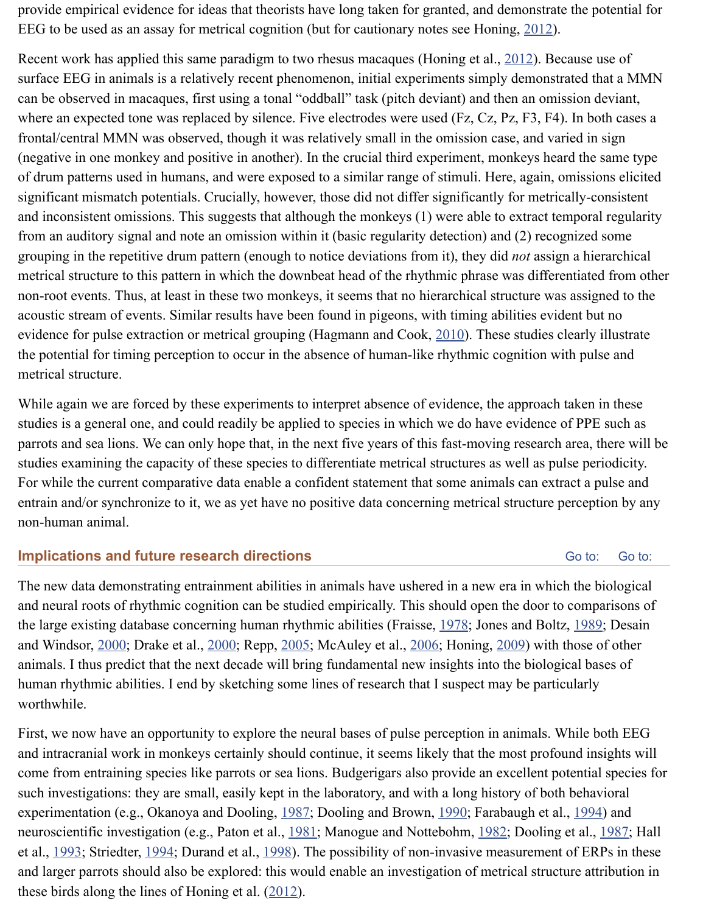provide empirical evidence for ideas that theorists have long taken for granted, and demonstrate the potential for EEG to be used as an assay for metrical cognition (but for cautionary notes see Honing, 2012).

Recent work has applied this same paradigm to two rhesus macaques (Honing et al., 2012). Because use of surface EEG in animals is a relatively recent phenomenon, initial experiments simply demonstrated that a MMN can be observed in macaques, first using a tonal "oddball" task (pitch deviant) and then an omission deviant, where an expected tone was replaced by silence. Five electrodes were used (Fz, Cz, Pz, F3, F4). In both cases a frontal/central MMN was observed, though it was relatively small in the omission case, and varied in sign (negative in one monkey and positive in another). In the crucial third experiment, monkeys heard the same type of drum patterns used in humans, and were exposed to a similar range of stimuli. Here, again, omissions elicited significant mismatch potentials. Crucially, however, those did not differ significantly for metrically-consistent and inconsistent omissions. This suggests that although the monkeys (1) were able to extract temporal regularity from an auditory signal and note an omission within it (basic regularity detection) and (2) recognized some grouping in the repetitive drum pattern (enough to notice deviations from it), they did *not* assign a hierarchical metrical structure to this pattern in which the downbeat head of the rhythmic phrase was differentiated from other non-root events. Thus, at least in these two monkeys, it seems that no hierarchical structure was assigned to the acoustic stream of events. Similar results have been found in pigeons, with timing abilities evident but no evidence for pulse extraction or metrical grouping (Hagmann and Cook, 2010). These studies clearly illustrate the potential for timing perception to occur in the absence of human-like rhythmic cognition with pulse and metrical structure.

While again we are forced by these experiments to interpret absence of evidence, the approach taken in these studies is a general one, and could readily be applied to species in which we do have evidence of PPE such as parrots and sea lions. We can only hope that, in the next five years of this fast-moving research area, there will be studies examining the capacity of these species to differentiate metrical structures as well as pulse periodicity. For while the current comparative data enable a confident statement that some animals can extract a pulse and entrain and/or synchronize to it, we as yet have no positive data concerning metrical structure perception by any non-human animal.

## Implications and future research directions

The new data demonstrating entrainment abilities in animals have ushered in a new era in which the biological and neural roots of rhythmic cognition can be studied empirically. This should open the door to comparisons of the large existing database concerning human rhythmic abilities (Fraisse, 1978; Jones and Boltz, 1989; Desain and Windsor, 2000; Drake et al., 2000; Repp, 2005; McAuley et al., 2006; Honing, 2009) with those of other animals. I thus predict that the next decade will bring fundamental new insights into the biological bases of human rhythmic abilities. I end by sketching some lines of research that I suspect may be particularly worthwhile.

First, we now have an opportunity to explore the neural bases of pulse perception in animals. While both EEG and intracranial work in monkeys certainly should continue, it seems likely that the most profound insights will come from entraining species like parrots or sea lions. Budgerigars also provide an excellent potential species for such investigations: they are small, easily kept in the laboratory, and with a long history of both behavioral experimentation (e.g., Okanoya and Dooling, 1987; Dooling and Brown, 1990; Farabaugh et al., 1994) and neuroscientific investigation (e.g., Paton et al., 1981; Manogue and Nottebohm, 1982; Dooling et al., 1987; Hall et al., 1993; Striedter, 1994; Durand et al., 1998). The possibility of non-invasive measurement of ERPs in these and larger parrots should also be explored: this would enable an investigation of metrical structure attribution in these birds along the lines of Honing et al. (2012).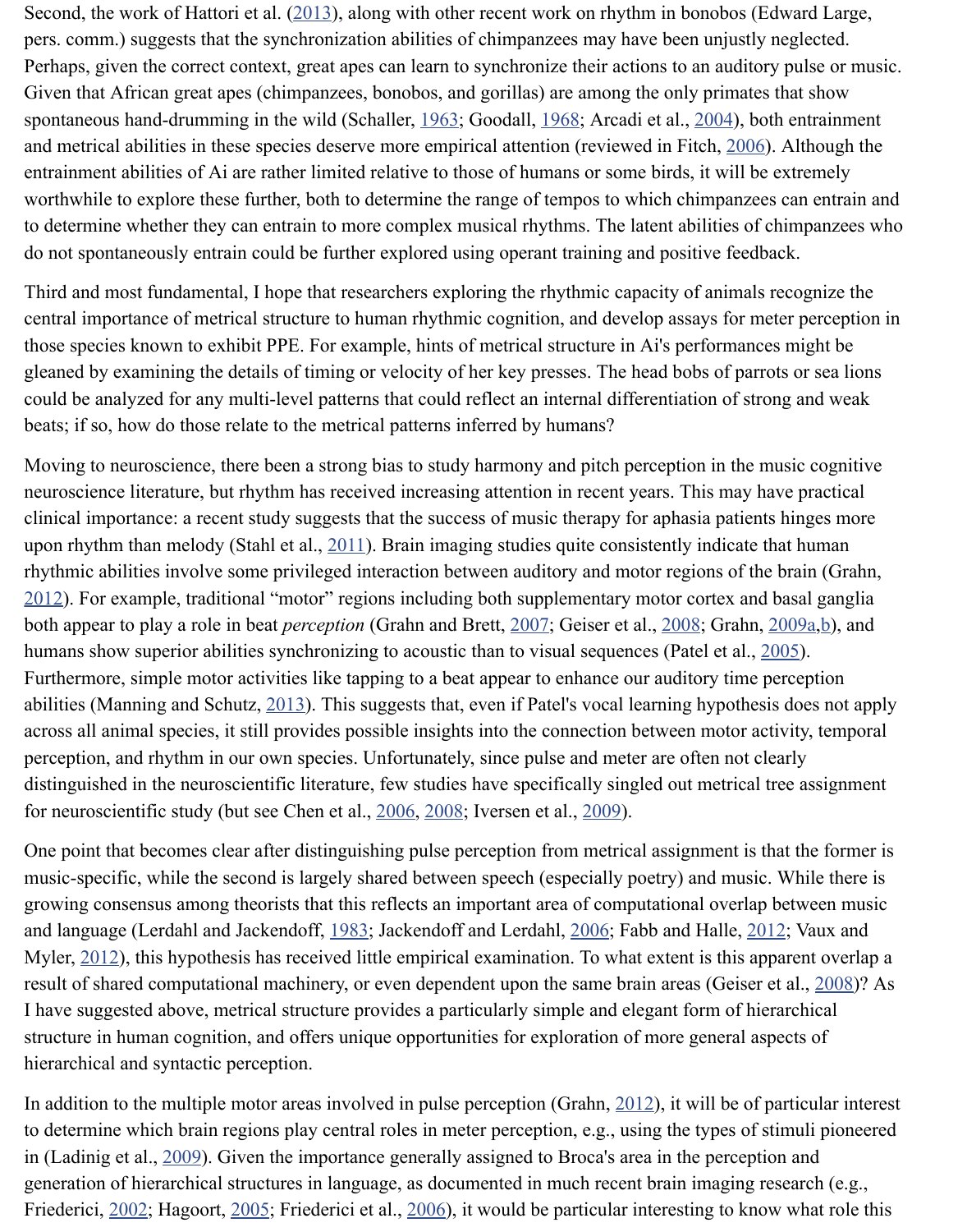Second, the work of Hattori et al. (2013), along with other recent work on rhythm in bonobos (Edward Large, pers. comm.) suggests that the synchronization abilities of chimpanzees may have been unjustly neglected. Perhaps, given the correct context, great apes can learn to synchronize their actions to an auditory pulse or music. Given that African great apes (chimpanzees, bonobos, and gorillas) are among the only primates that show spontaneous hand-drumming in the wild (Schaller, 1963; Goodall, 1968; Arcadi et al., 2004), both entrainment and metrical abilities in these species deserve more empirical attention (reviewed in Fitch, 2006). Although the entrainment abilities of Ai are rather limited relative to those of humans or some birds, it will be extremely worthwhile to explore these further, both to determine the range of tempos to which chimpanzees can entrain and to determine whether they can entrain to more complex musical rhythms. The latent abilities of chimpanzees who do not spontaneously entrain could be further explored using operant training and positive feedback.

Third and most fundamental, I hope that researchers exploring the rhythmic capacity of animals recognize the central importance of metrical structure to human rhythmic cognition, and develop assays for meter perception in those species known to exhibit PPE. For example, hints of metrical structure in Ai's performances might be gleaned by examining the details of timing or velocity of her key presses. The head bobs of parrots or sea lions could be analyzed for any multi-level patterns that could reflect an internal differentiation of strong and weak beats; if so, how do those relate to the metrical patterns inferred by humans?

Moving to neuroscience, there been a strong bias to study harmony and pitch perception in the music cognitive neuroscience literature, but rhythm has received increasing attention in recent years. This may have practical clinical importance: a recent study suggests that the success of music therapy for aphasia patients hinges more upon rhythm than melody (Stahl et al., 2011). Brain imaging studies quite consistently indicate that human rhythmic abilities involve some privileged interaction between auditory and motor regions of the brain (Grahn, 2012). For example, traditional "motor" regions including both supplementary motor cortex and basal ganglia both appear to play a role in beat *perception* (Grahn and Brett, 2007; Geiser et al., 2008; Grahn, 2009a,b), and humans show superior abilities synchronizing to acoustic than to visual sequences (Patel et al., 2005). Furthermore, simple motor activities like tapping to a beat appear to enhance our auditory time perception abilities (Manning and Schutz, 2013). This suggests that, even if Patel's vocal learning hypothesis does not apply across all animal species, it still provides possible insights into the connection between motor activity, temporal perception, and rhythm in our own species. Unfortunately, since pulse and meter are often not clearly distinguished in the neuroscientific literature, few studies have specifically singled out metrical tree assignment for neuroscientific study (but see Chen et al., 2006, 2008; Iversen et al., 2009).

One point that becomes clear after distinguishing pulse perception from metrical assignment is that the former is music-specific, while the second is largely shared between speech (especially poetry) and music. While there is growing consensus among theorists that this reflects an important area of computational overlap between music and language (Lerdahl and Jackendoff, 1983; Jackendoff and Lerdahl, 2006; Fabb and Halle, 2012; Vaux and Myler, 2012), this hypothesis has received little empirical examination. To what extent is this apparent overlap a result of shared computational machinery, or even dependent upon the same brain areas (Geiser et al., 2008)? As I have suggested above, metrical structure provides a particularly simple and elegant form of hierarchical structure in human cognition, and offers unique opportunities for exploration of more general aspects of hierarchical and syntactic perception.

In addition to the multiple motor areas involved in pulse perception (Grahn, 2012), it will be of particular interest to determine which brain regions play central roles in meter perception, e.g., using the types of stimuli pioneered in (Ladinig et al., 2009). Given the importance generally assigned to Broca's area in the perception and generation of hierarchical structures in language, as documented in much recent brain imaging research (e.g., Friederici, 2002; Hagoort, 2005; Friederici et al., 2006), it would be particular interesting to know what role this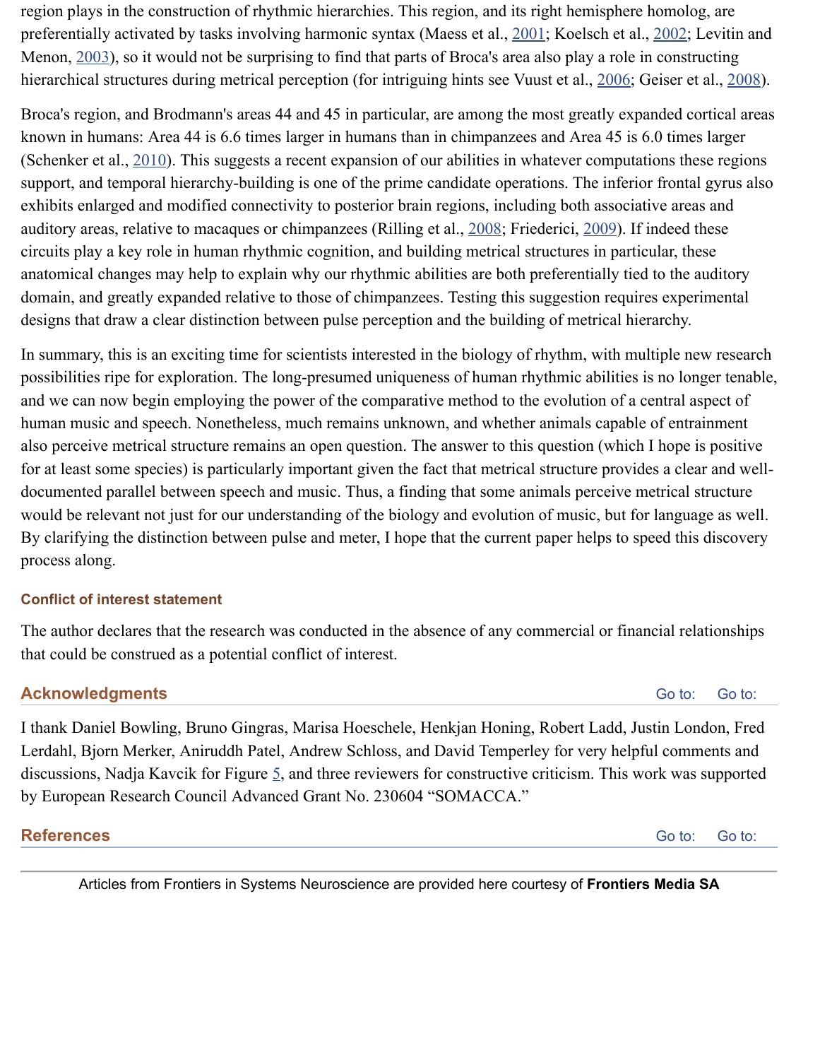region plays in the construction of rhythmic hierarchies. This region, and its right hemisphere homolog, are preferentially activated by tasks involving harmonic syntax (Maess et al., 2001; Koelsch et al., 2002; Levitin and Menon, 2003), so it would not be surprising to find that parts of Broca's area also play a role in constructing hierarchical structures during metrical perception (for intriguing hints see Vuust et al., 2006; Geiser et al., 2008).

Broca's region, and Brodmann's areas 44 and 45 in particular, are among the most greatly expanded cortical areas known in humans: Area 44 is 6.6 times larger in humans than in chimpanzees and Area 45 is 6.0 times larger (Schenker et al., 2010). This suggests a recent expansion of our abilities in whatever computations these regions support, and temporal hierarchy-building is one of the prime candidate operations. The inferior frontal gyrus also exhibits enlarged and modified connectivity to posterior brain regions, including both associative areas and auditory areas, relative to macaques or chimpanzees (Rilling et al., 2008; Friederici, 2009). If indeed these circuits play a key role in human rhythmic cognition, and building metrical structures in particular, these anatomical changes may help to explain why our rhythmic abilities are both preferentially tied to the auditory domain, and greatly expanded relative to those of chimpanzees. Testing this suggestion requires experimental designs that draw a clear distinction between pulse perception and the building of metrical hierarchy.

In summary, this is an exciting time for scientists interested in the biology of rhythm, with multiple new research possibilities ripe for exploration. The long-presumed uniqueness of human rhythmic abilities is no longer tenable, and we can now begin employing the power of the comparative method to the evolution of a central aspect of human music and speech. Nonetheless, much remains unknown, and whether animals capable of entrainment also perceive metrical structure remains an open question. The answer to this question (which I hope is positive for at least some species) is particularly important given the fact that metrical structure provides a clear and well-documented parallel between speech and music. Thus, a finding that some animals perceive metrical structure would be relevant not just for our understanding of the biology and evolution of music, but for language as well. By clarifying the distinction between pulse and meter, I hope that the current paper helps to speed this discovery process along.

### Conflict of interest statement

The author declares that the research was conducted in the absence of any commercial or financial relationships that could be construed as a potential conflict of interest.

## Acknowledgments

I thank Daniel Bowling, Bruno Gingras, Marisa Hoeschele, Henkjan Honing, Robert Ladd, Justin London, Fred Lerdahl, Bjorn Merker, Aniruddh Patel, Andrew Schloss, and David Temperley for very helpful comments and discussions, Nadja Kavcik for Figure 5, and three reviewers for constructive criticism. This work was supported by European Research Council Advanced Grant No. 230604 "SOMACCA."

## References

Articles from Frontiers in Systems Neuroscience are provided here courtesy of **Frontiers Media SA**